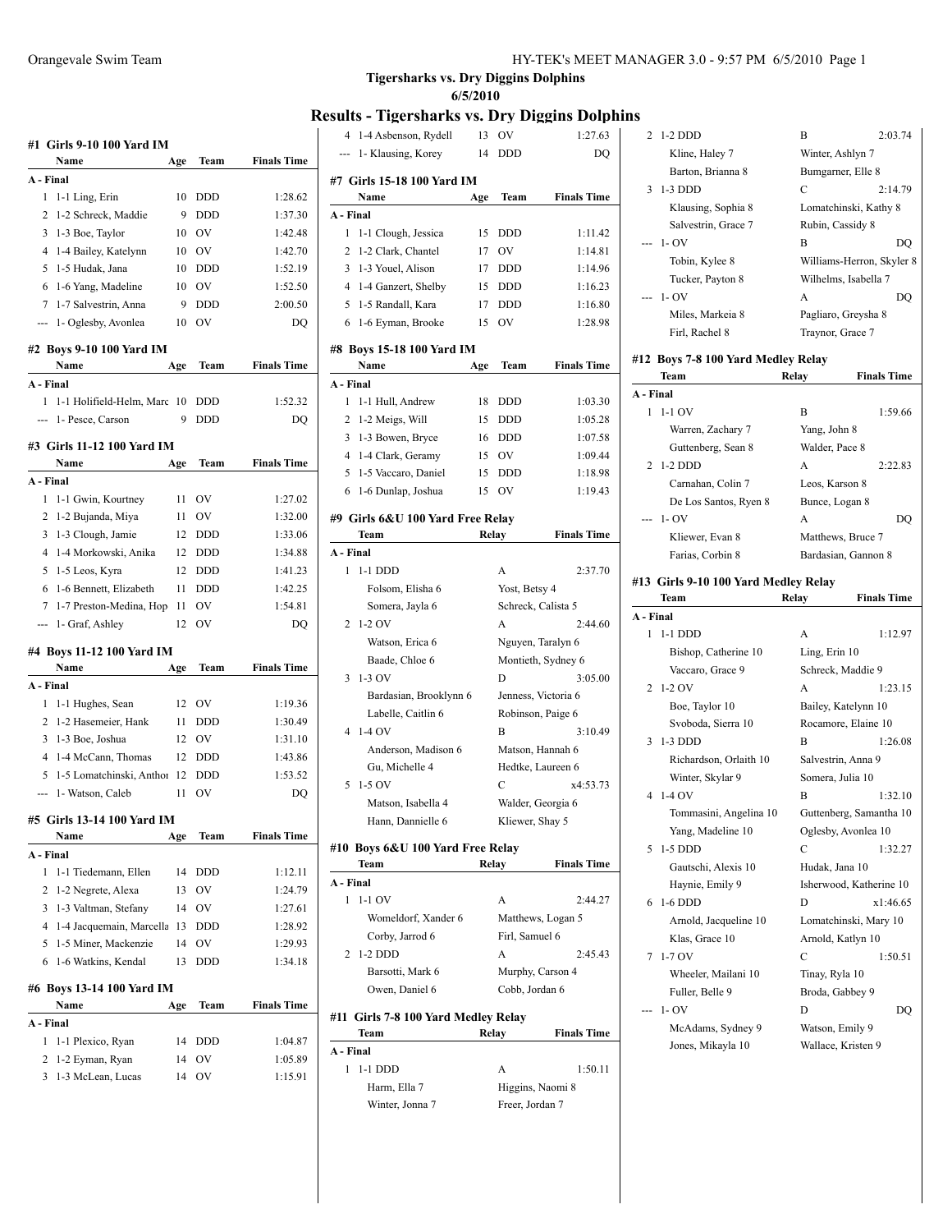## Tigersharks vs. Dry Diggins Dolphins

6/5/2010

# Results - Tigersharks vs. Dry Diggins Dolphins

### #1 Girls 9-10 100 Yard IM

| | Name | Age | Team | Finals Time |
|---|---|---|---|---|
| **A - Final** | | | | |
| 1 | 1-1 Ling, Erin | 10 | DDD | 1:28.62 |
| 2 | 1-2 Schreck, Maddie | 9 | DDD | 1:37.30 |
| 3 | 1-3 Boe, Taylor | 10 | OV | 1:42.48 |
| 4 | 1-4 Bailey, Katelynn | 10 | OV | 1:42.70 |
| 5 | 1-5 Hudak, Jana | 10 | DDD | 1:52.19 |
| 6 | 1-6 Yang, Madeline | 10 | OV | 1:52.50 |
| 7 | 1-7 Salvestrin, Anna | 9 | DDD | 2:00.50 |
| --- | 1- Oglesby, Avonlea | 10 | OV | DQ |

### #2 Boys 9-10 100 Yard IM

| | Name | Age | Team | Finals Time |
|---|---|---|---|---|
| **A - Final** | | | | |
| 1 | 1-1 Holifield-Helm, Marc | 10 | DDD | 1:52.32 |
| --- | 1- Pesce, Carson | 9 | DDD | DQ |

### #3 Girls 11-12 100 Yard IM

| | Name | Age | Team | Finals Time |
|---|---|---|---|---|
| **A - Final** | | | | |
| 1 | 1-1 Gwin, Kourtney | 11 | OV | 1:27.02 |
| 2 | 1-2 Bujanda, Miya | 11 | OV | 1:32.00 |
| 3 | 1-3 Clough, Jamie | 12 | DDD | 1:33.06 |
| 4 | 1-4 Morkowski, Anika | 12 | DDD | 1:34.88 |
| 5 | 1-5 Leos, Kyra | 12 | DDD | 1:41.23 |
| 6 | 1-6 Bennett, Elizabeth | 11 | DDD | 1:42.25 |
| 7 | 1-7 Preston-Medina, Hop | 11 | OV | 1:54.81 |
| --- | 1- Graf, Ashley | 12 | OV | DQ |

### #4 Boys 11-12 100 Yard IM

| | Name | Age | Team | Finals Time |
|---|---|---|---|---|
| **A - Final** | | | | |
| 1 | 1-1 Hughes, Sean | 12 | OV | 1:19.36 |
| 2 | 1-2 Hasemeier, Hank | 11 | DDD | 1:30.49 |
| 3 | 1-3 Boe, Joshua | 12 | OV | 1:31.10 |
| 4 | 1-4 McCann, Thomas | 12 | DDD | 1:43.86 |
| 5 | 1-5 Lomatchinski, Anthor | 12 | DDD | 1:53.52 |
| --- | 1- Watson, Caleb | 11 | OV | DQ |

### #5 Girls 13-14 100 Yard IM

| | Name | Age | Team | Finals Time |
|---|---|---|---|---|
| **A - Final** | | | | |
| 1 | 1-1 Tiedemann, Ellen | 14 | DDD | 1:12.11 |
| 2 | 1-2 Negrete, Alexa | 13 | OV | 1:24.79 |
| 3 | 1-3 Valtman, Stefany | 14 | OV | 1:27.61 |
| 4 | 1-4 Jacquemain, Marcella | 13 | DDD | 1:28.92 |
| 5 | 1-5 Miner, Mackenzie | 14 | OV | 1:29.93 |
| 6 | 1-6 Watkins, Kendal | 13 | DDD | 1:34.18 |

### #6 Boys 13-14 100 Yard IM

| | Name | Age | Team | Finals Time |
|---|---|---|---|---|
| **A - Final** | | | | |
| 1 | 1-1 Plexico, Ryan | 14 | DDD | 1:04.87 |
| 2 | 1-2 Eyman, Ryan | 14 | OV | 1:05.89 |
| 3 | 1-3 McLean, Lucas | 14 | OV | 1:15.91 |
| 4 | 1-4 Asbenson, Rydell | 13 | OV | 1:27.63 |
| --- | 1- Klausing, Korey | 14 | DDD | DQ |

### #7 Girls 15-18 100 Yard IM

| | Name | Age | Team | Finals Time |
|---|---|---|---|---|
| **A - Final** | | | | |
| 1 | 1-1 Clough, Jessica | 15 | DDD | 1:11.42 |
| 2 | 1-2 Clark, Chantel | 17 | OV | 1:14.81 |
| 3 | 1-3 Youel, Alison | 17 | DDD | 1:14.96 |
| 4 | 1-4 Ganzert, Shelby | 15 | DDD | 1:16.23 |
| 5 | 1-5 Randall, Kara | 17 | DDD | 1:16.80 |
| 6 | 1-6 Eyman, Brooke | 15 | OV | 1:28.98 |

### #8 Boys 15-18 100 Yard IM

| | Name | Age | Team | Finals Time |
|---|---|---|---|---|
| **A - Final** | | | | |
| 1 | 1-1 Hull, Andrew | 18 | DDD | 1:03.30 |
| 2 | 1-2 Meigs, Will | 15 | DDD | 1:05.28 |
| 3 | 1-3 Bowen, Bryce | 16 | DDD | 1:07.58 |
| 4 | 1-4 Clark, Geramy | 15 | OV | 1:09.44 |
| 5 | 1-5 Vaccaro, Daniel | 15 | DDD | 1:18.98 |
| 6 | 1-6 Dunlap, Joshua | 15 | OV | 1:19.43 |

### #9 Girls 6&U 100 Yard Free Relay

| | Team | Relay | Finals Time |
|---|---|---|---|
| **A - Final** | | | |
| 1 | 1-1 DDD | A | 2:37.70 |
| | Folsom, Elisha 6 | Yost, Betsy 4 | |
| | Somera, Jayla 6 | Schreck, Calista 5 | |
| 2 | 1-2 OV | A | 2:44.60 |
| | Watson, Erica 6 | Nguyen, Taralyn 6 | |
| | Baade, Chloe 6 | Montieth, Sydney 6 | |
| 3 | 1-3 OV | D | 3:05.00 |
| | Bardasian, Brooklynn 6 | Jenness, Victoria 6 | |
| | Labelle, Caitlin 6 | Robinson, Paige 6 | |
| 4 | 1-4 OV | B | 3:10.49 |
| | Anderson, Madison 6 | Matson, Hannah 6 | |
| | Gu, Michelle 4 | Hedtke, Laureen 6 | |
| 5 | 1-5 OV | C | x4:53.73 |
| | Matson, Isabella 4 | Walder, Georgia 6 | |
| | Hann, Dannielle 6 | Kliewer, Shay 5 | |

### #10 Boys 6&U 100 Yard Free Relay

| | Team | Relay | Finals Time |
|---|---|---|---|
| **A - Final** | | | |
| 1 | 1-1 OV | A | 2:44.27 |
| | Womeldorf, Xander 6 | Matthews, Logan 5 | |
| | Corby, Jarrod 6 | Firl, Samuel 6 | |
| 2 | 1-2 DDD | A | 2:45.43 |
| | Barsotti, Mark 6 | Murphy, Carson 4 | |
| | Owen, Daniel 6 | Cobb, Jordan 6 | |

### #11 Girls 7-8 100 Yard Medley Relay

| | Team | Relay | Finals Time |
|---|---|---|---|
| **A - Final** | | | |
| 1 | 1-1 DDD | A | 1:50.11 |
| | Harm, Ella 7 | Higgins, Naomi 8 | |
| | Winter, Jonna 7 | Freer, Jordan 7 | |
| 2 | 1-2 DDD | B | 2:03.74 |
| | Kline, Haley 7 | Winter, Ashlyn 7 | |
| | Barton, Brianna 8 | Bumgarner, Elle 8 | |
| 3 | 1-3 DDD | C | 2:14.79 |
| | Klausing, Sophia 8 | Lomatchinski, Kathy 8 | |
| | Salvestrin, Grace 7 | Rubin, Cassidy 8 | |
| --- | 1- OV | B | DQ |
| | Tobin, Kylee 8 | Williams-Herron, Skyler 8 | |
| | Tucker, Payton 8 | Wilhelms, Isabella 7 | |
| --- | 1- OV | A | DQ |
| | Miles, Markeia 8 | Pagliaro, Greysha 8 | |
| | Firl, Rachel 8 | Traynor, Grace 7 | |

### #12 Boys 7-8 100 Yard Medley Relay

| | Team | Relay | Finals Time |
|---|---|---|---|
| **A - Final** | | | |
| 1 | 1-1 OV | B | 1:59.66 |
| | Warren, Zachary 7 | Yang, John 8 | |
| | Guttenberg, Sean 8 | Walder, Pace 8 | |
| 2 | 1-2 DDD | A | 2:22.83 |
| | Carnahan, Colin 7 | Leos, Karson 8 | |
| | De Los Santos, Ryen 8 | Bunce, Logan 8 | |
| --- | 1- OV | A | DQ |
| | Kliewer, Evan 8 | Matthews, Bruce 7 | |
| | Farias, Corbin 8 | Bardasian, Gannon 8 | |

### #13 Girls 9-10 100 Yard Medley Relay

| | Team | Relay | Finals Time |
|---|---|---|---|
| **A - Final** | | | |
| 1 | 1-1 DDD | A | 1:12.97 |
| | Bishop, Catherine 10 | Ling, Erin 10 | |
| | Vaccaro, Grace 9 | Schreck, Maddie 9 | |
| 2 | 1-2 OV | A | 1:23.15 |
| | Boe, Taylor 10 | Bailey, Katelynn 10 | |
| | Svoboda, Sierra 10 | Rocamore, Elaine 10 | |
| 3 | 1-3 DDD | B | 1:26.08 |
| | Richardson, Orlaith 10 | Salvestrin, Anna 9 | |
| | Winter, Skylar 9 | Somera, Julia 10 | |
| 4 | 1-4 OV | B | 1:32.10 |
| | Tommasini, Angelina 10 | Guttenberg, Samantha 10 | |
| | Yang, Madeline 10 | Oglesby, Avonlea 10 | |
| 5 | 1-5 DDD | C | 1:32.27 |
| | Gautschi, Alexis 10 | Hudak, Jana 10 | |
| | Haynie, Emily 9 | Isherwood, Katherine 10 | |
| 6 | 1-6 DDD | D | x1:46.65 |
| | Arnold, Jacqueline 10 | Lomatchinski, Mary 10 | |
| | Klas, Grace 10 | Arnold, Katlyn 10 | |
| 7 | 1-7 OV | C | 1:50.51 |
| | Wheeler, Mailani 10 | Tinay, Ryla 10 | |
| | Fuller, Belle 9 | Broda, Gabbey 9 | |
| --- | 1- OV | D | DQ |
| | McAdams, Sydney 9 | Watson, Emily 9 | |
| | Jones, Mikayla 10 | Wallace, Kristen 9 | |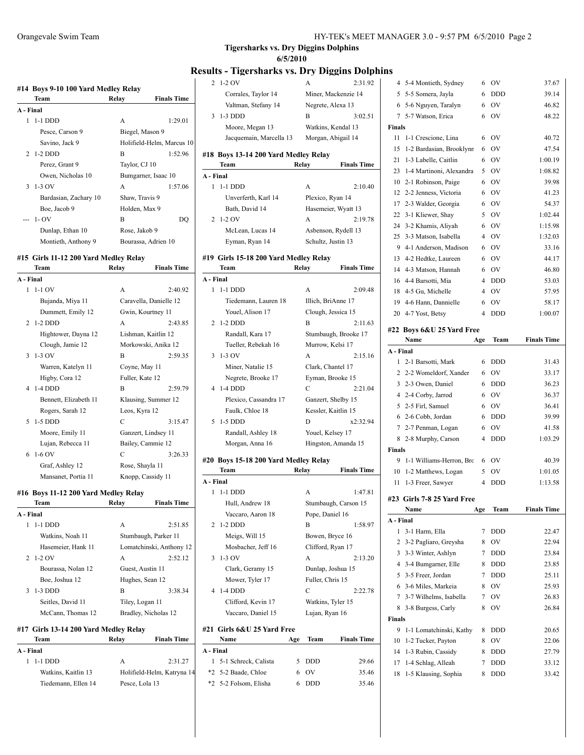## Tigersharks vs. Dry Diggins Dolphins

6/5/2010

## Results - Tigersharks vs. Dry Diggins Dolphins

### #14 Boys 9-10 100 Yard Medley Relay

| | Team | Relay | Finals Time |
|---|---|---|---|
| **A - Final** | | | |
| 1 | 1-1 DDD | A | 1:29.01 |
| | Pesce, Carson 9 | Biegel, Mason 9 | |
| | Savino, Jack 9 | Holifield-Helm, Marcus 10 | |
| 2 | 1-2 DDD | B | 1:52.96 |
| | Perez, Grant 9 | Taylor, CJ 10 | |
| | Owen, Nicholas 10 | Bumgarner, Isaac 10 | |
| 3 | 1-3 OV | A | 1:57.06 |
| | Bardasian, Zachary 10 | Shaw, Travis 9 | |
| | Boe, Jacob 9 | Holden, Max 9 | |
| --- | 1- OV | B | DQ |
| | Dunlap, Ethan 10 | Rose, Jakob 9 | |
| | Montieth, Anthony 9 | Bourassa, Adrien 10 | |

### #15 Girls 11-12 200 Yard Medley Relay

| | Team | Relay | Finals Time |
|---|---|---|---|
| **A - Final** | | | |
| 1 | 1-1 OV | A | 2:40.92 |
| | Bujanda, Miya 11 | Caravella, Danielle 12 | |
| | Dummett, Emily 12 | Gwin, Kourtney 11 | |
| 2 | 1-2 DDD | A | 2:43.85 |
| | Hightower, Dayna 12 | Lishman, Kaitlin 12 | |
| | Clough, Jamie 12 | Morkowski, Anika 12 | |
| 3 | 1-3 OV | B | 2:59.35 |
| | Warren, Katelyn 11 | Coyne, May 11 | |
| | Higby, Cora 12 | Fuller, Kate 12 | |
| 4 | 1-4 DDD | B | 2:59.79 |
| | Bennett, Elizabeth 11 | Klausing, Summer 12 | |
| | Rogers, Sarah 12 | Leos, Kyra 12 | |
| 5 | 1-5 DDD | C | 3:15.47 |
| | Moore, Emily 11 | Ganzert, Lindsey 11 | |
| | Lujan, Rebecca 11 | Bailey, Cammie 12 | |
| 6 | 1-6 OV | C | 3:26.33 |
| | Graf, Ashley 12 | Rose, Shayla 11 | |
| | Mansanet, Portia 11 | Knopp, Cassidy 11 | |

### #16 Boys 11-12 200 Yard Medley Relay

| | Team | Relay | Finals Time |
|---|---|---|---|
| **A - Final** | | | |
| 1 | 1-1 DDD | A | 2:51.85 |
| | Watkins, Noah 11 | Stumbaugh, Parker 11 | |
| | Hasemeier, Hank 11 | Lomatchinski, Anthony 12 | |
| 2 | 1-2 OV | A | 2:52.12 |
| | Bourassa, Nolan 12 | Guest, Austin 11 | |
| | Boe, Joshua 12 | Hughes, Sean 12 | |
| 3 | 1-3 DDD | B | 3:38.34 |
| | Seitles, David 11 | Tiley, Logan 11 | |
| | McCann, Thomas 12 | Bradley, Nicholas 12 | |

### #17 Girls 13-14 200 Yard Medley Relay

| | Team | Relay | Finals Time |
|---|---|---|---|
| **A - Final** | | | |
| 1 | 1-1 DDD | A | 2:31.27 |
| | Watkins, Kaitlin 13 | Holifield-Helm, Katryna 14 | |
| | Tiedemann, Ellen 14 | Pesce, Lola 13 | |
| 2 | 1-2 OV | A | 2:31.92 |
| | Corrales, Taylor 14 | Miner, Mackenzie 14 | |
| | Valtman, Stefany 14 | Negrete, Alexa 13 | |
| 3 | 1-3 DDD | B | 3:02.51 |
| | Moore, Megan 13 | Watkins, Kendal 13 | |
| | Jacquemain, Marcella 13 | Morgan, Abigail 14 | |

### #18 Boys 13-14 200 Yard Medley Relay

| | Team | Relay | Finals Time |
|---|---|---|---|
| **A - Final** | | | |
| 1 | 1-1 DDD | A | 2:10.40 |
| | Unverferth, Karl 14 | Plexico, Ryan 14 | |
| | Bath, David 14 | Hasemeier, Wyatt 13 | |
| 2 | 1-2 OV | A | 2:19.78 |
| | McLean, Lucas 14 | Asbenson, Rydell 13 | |
| | Eyman, Ryan 14 | Schultz, Justin 13 | |

### #19 Girls 15-18 200 Yard Medley Relay

| | Team | Relay | Finals Time |
|---|---|---|---|
| **A - Final** | | | |
| 1 | 1-1 DDD | A | 2:09.48 |
| | Tiedemann, Lauren 18 | Illich, BriAnne 17 | |
| | Youel, Alison 17 | Clough, Jessica 15 | |
| 2 | 1-2 DDD | B | 2:11.63 |
| | Randall, Kara 17 | Stumbaugh, Brooke 17 | |
| | Tueller, Rebekah 16 | Murrow, Kelsi 17 | |
| 3 | 1-3 OV | A | 2:15.16 |
| | Miner, Natalie 15 | Clark, Chantel 17 | |
| | Negrete, Brooke 17 | Eyman, Brooke 15 | |
| 4 | 1-4 DDD | C | 2:21.04 |
| | Plexico, Cassandra 17 | Ganzert, Shelby 15 | |
| | Faulk, Chloe 18 | Kessler, Kaitlin 15 | |
| 5 | 1-5 DDD | D | x2:32.94 |
| | Randall, Ashley 18 | Youel, Kelsey 17 | |
| | Morgan, Anna 16 | Hingston, Amanda 15 | |

### #20 Boys 15-18 200 Yard Medley Relay

| | Team | Relay | Finals Time |
|---|---|---|---|
| **A - Final** | | | |
| 1 | 1-1 DDD | A | 1:47.81 |
| | Hull, Andrew 18 | Stumbaugh, Carson 15 | |
| | Vaccaro, Aaron 18 | Pope, Daniel 16 | |
| 2 | 1-2 DDD | B | 1:58.97 |
| | Meigs, Will 15 | Bowen, Bryce 16 | |
| | Mosbacher, Jeff 16 | Clifford, Ryan 17 | |
| 3 | 1-3 OV | A | 2:13.20 |
| | Clark, Geramy 15 | Dunlap, Joshua 15 | |
| | Mower, Tyler 17 | Fuller, Chris 15 | |
| 4 | 1-4 DDD | C | 2:22.78 |
| | Clifford, Kevin 17 | Watkins, Tyler 15 | |
| | Vaccaro, Daniel 15 | Lujan, Ryan 16 | |

### #21 Girls 6&U 25 Yard Free

| | Name | Age | Team | Finals Time |
|---|---|---|---|---|
| **A - Final** | | | | |
| 1 | 5-1 Schreck, Calista | 5 | DDD | 29.66 |
| *2 | 5-2 Baade, Chloe | 6 | OV | 35.46 |
| *2 | 5-2 Folsom, Elisha | 6 | DDD | 35.46 |
| 4 | 5-4 Montieth, Sydney | 6 | OV | 37.67 |
| 5 | 5-5 Somera, Jayla | 6 | DDD | 39.14 |
| 6 | 5-6 Nguyen, Taralyn | 6 | OV | 46.82 |
| 7 | 5-7 Watson, Erica | 6 | OV | 48.22 |
| **Finals** | | | | |
| 11 | 1-1 Crescione, Lina | 6 | OV | 40.72 |
| 15 | 1-2 Bardasian, Brooklynn | 6 | OV | 47.54 |
| 21 | 1-3 Labelle, Caitlin | 6 | OV | 1:00.19 |
| 23 | 1-4 Martinoni, Alexandra | 5 | OV | 1:08.82 |
| 10 | 2-1 Robinson, Paige | 6 | OV | 39.98 |
| 12 | 2-2 Jenness, Victoria | 6 | OV | 41.23 |
| 17 | 2-3 Walder, Georgia | 6 | OV | 54.37 |
| 22 | 3-1 Kliewer, Shay | 5 | OV | 1:02.44 |
| 24 | 3-2 Khamis, Aliyah | 6 | OV | 1:15.98 |
| 25 | 3-3 Matson, Isabella | 4 | OV | 1:32.03 |
| 9 | 4-1 Anderson, Madison | 6 | OV | 33.16 |
| 13 | 4-2 Hedtke, Laureen | 6 | OV | 44.17 |
| 14 | 4-3 Matson, Hannah | 6 | OV | 46.80 |
| 16 | 4-4 Barsotti, Mia | 4 | DDD | 53.03 |
| 18 | 4-5 Gu, Michelle | 4 | OV | 57.95 |
| 19 | 4-6 Hann, Dannielle | 6 | OV | 58.17 |
| 20 | 4-7 Yost, Betsy | 4 | DDD | 1:00.07 |

### #22 Boys 6&U 25 Yard Free

| | Name | Age | Team | Finals Time |
|---|---|---|---|---|
| **A - Final** | | | | |
| 1 | 2-1 Barsotti, Mark | 6 | DDD | 31.43 |
| 2 | 2-2 Womeldorf, Xander | 6 | OV | 33.17 |
| 3 | 2-3 Owen, Daniel | 6 | DDD | 36.23 |
| 4 | 2-4 Corby, Jarrod | 6 | OV | 36.37 |
| 5 | 2-5 Firl, Samuel | 6 | OV | 36.41 |
| 6 | 2-6 Cobb, Jordan | 6 | DDD | 39.99 |
| 7 | 2-7 Penman, Logan | 6 | OV | 41.58 |
| 8 | 2-8 Murphy, Carson | 4 | DDD | 1:03.29 |
| **Finals** | | | | |
| 9 | 1-1 Williams-Herron, Brc | 6 | OV | 40.39 |
| 10 | 1-2 Matthews, Logan | 5 | OV | 1:01.05 |
| 11 | 1-3 Freer, Sawyer | 4 | DDD | 1:13.58 |

### #23 Girls 7-8 25 Yard Free

| | Name | Age | Team | Finals Time |
|---|---|---|---|---|
| **A - Final** | | | | |
| 1 | 3-1 Harm, Ella | 7 | DDD | 22.47 |
| 2 | 3-2 Pagliaro, Greysha | 8 | OV | 22.94 |
| 3 | 3-3 Winter, Ashlyn | 7 | DDD | 23.84 |
| 4 | 3-4 Bumgarner, Elle | 8 | DDD | 23.85 |
| 5 | 3-5 Freer, Jordan | 7 | DDD | 25.11 |
| 6 | 3-6 Miles, Markeia | 8 | OV | 25.93 |
| 7 | 3-7 Wilhelms, Isabella | 7 | OV | 26.83 |
| 8 | 3-8 Burgess, Carly | 8 | OV | 26.84 |
| **Finals** | | | | |
| 9 | 1-1 Lomatchinski, Kathy | 8 | DDD | 20.65 |
| 10 | 1-2 Tucker, Payton | 8 | OV | 22.06 |
| 14 | 1-3 Rubin, Cassidy | 8 | DDD | 27.79 |
| 17 | 1-4 Schlag, Alleah | 7 | DDD | 33.12 |
| 18 | 1-5 Klausing, Sophia | 8 | DDD | 33.42 |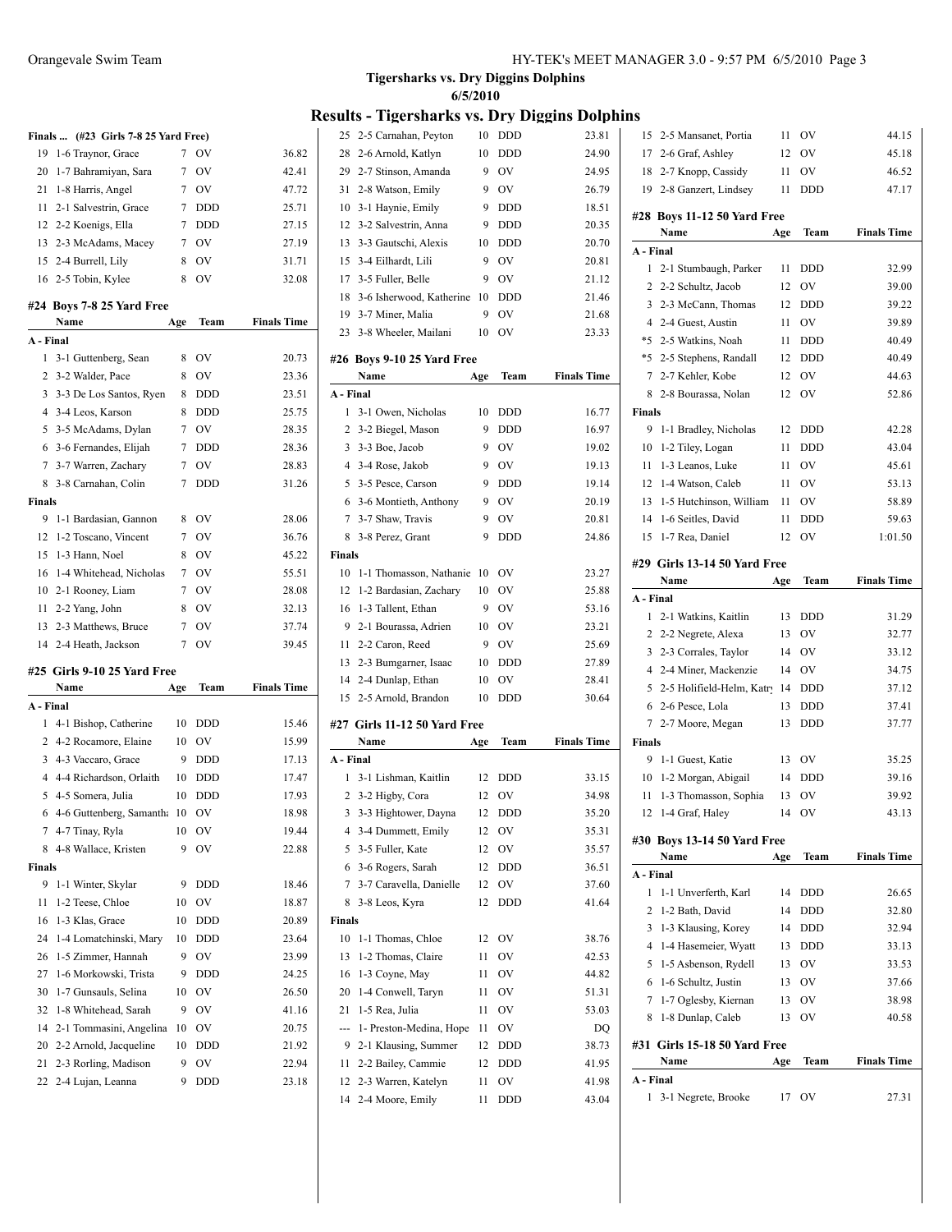## Tigersharks vs. Dry Diggins Dolphins

**6/5/2010**

# Results - Tigersharks vs. Dry Diggins Dolphins

### Finals ... (#23 Girls 7-8 25 Yard Free)

| Place | Name | Age | Team | Finals Time |
|---|---|---|---|---|
| 19 | 1-6 Traynor, Grace | 7 | OV | 36.82 |
| 20 | 1-7 Bahramiyan, Sara | 7 | OV | 42.41 |
| 21 | 1-8 Harris, Angel | 7 | OV | 47.72 |
| 11 | 2-1 Salvestrin, Grace | 7 | DDD | 25.71 |
| 12 | 2-2 Koenigs, Ella | 7 | DDD | 27.15 |
| 13 | 2-3 McAdams, Macey | 7 | OV | 27.19 |
| 15 | 2-4 Burrell, Lily | 8 | OV | 31.71 |
| 16 | 2-5 Tobin, Kylee | 8 | OV | 32.08 |

### #24 Boys 7-8 25 Yard Free

| Place | Name | Age | Team | Finals Time |
|---|---|---|---|---|
| **A - Final** | | | | |
| 1 | 3-1 Guttenberg, Sean | 8 | OV | 20.73 |
| 2 | 3-2 Walder, Pace | 8 | OV | 23.36 |
| 3 | 3-3 De Los Santos, Ryen | 8 | DDD | 23.51 |
| 4 | 3-4 Leos, Karson | 8 | DDD | 25.75 |
| 5 | 3-5 McAdams, Dylan | 7 | OV | 28.35 |
| 6 | 3-6 Fernandes, Elijah | 7 | DDD | 28.36 |
| 7 | 3-7 Warren, Zachary | 7 | OV | 28.83 |
| 8 | 3-8 Carnahan, Colin | 7 | DDD | 31.26 |
| **Finals** | | | | |
| 9 | 1-1 Bardasian, Gannon | 8 | OV | 28.06 |
| 12 | 1-2 Toscano, Vincent | 7 | OV | 36.76 |
| 15 | 1-3 Hann, Noel | 8 | OV | 45.22 |
| 16 | 1-4 Whitehead, Nicholas | 7 | OV | 55.51 |
| 10 | 2-1 Rooney, Liam | 7 | OV | 28.08 |
| 11 | 2-2 Yang, John | 8 | OV | 32.13 |
| 13 | 2-3 Matthews, Bruce | 7 | OV | 37.74 |
| 14 | 2-4 Heath, Jackson | 7 | OV | 39.45 |

### #25 Girls 9-10 25 Yard Free

| Place | Name | Age | Team | Finals Time |
|---|---|---|---|---|
| **A - Final** | | | | |
| 1 | 4-1 Bishop, Catherine | 10 | DDD | 15.46 |
| 2 | 4-2 Rocamore, Elaine | 10 | OV | 15.99 |
| 3 | 4-3 Vaccaro, Grace | 9 | DDD | 17.13 |
| 4 | 4-4 Richardson, Orlaith | 10 | DDD | 17.47 |
| 5 | 4-5 Somera, Julia | 10 | DDD | 17.93 |
| 6 | 4-6 Guttenberg, Samantha | 10 | OV | 18.98 |
| 7 | 4-7 Tinay, Ryla | 10 | OV | 19.44 |
| 8 | 4-8 Wallace, Kristen | 9 | OV | 22.88 |
| **Finals** | | | | |
| 9 | 1-1 Winter, Skylar | 9 | DDD | 18.46 |
| 11 | 1-2 Teese, Chloe | 10 | OV | 18.87 |
| 16 | 1-3 Klas, Grace | 10 | DDD | 20.89 |
| 24 | 1-4 Lomatchinski, Mary | 10 | DDD | 23.64 |
| 26 | 1-5 Zimmer, Hannah | 9 | OV | 23.99 |
| 27 | 1-6 Morkowski, Trista | 9 | DDD | 24.25 |
| 30 | 1-7 Gunsauls, Selina | 10 | OV | 26.50 |
| 32 | 1-8 Whitehead, Sarah | 9 | OV | 41.16 |
| 14 | 2-1 Tommasini, Angelina | 10 | OV | 20.75 |
| 20 | 2-2 Arnold, Jacqueline | 10 | DDD | 21.92 |
| 21 | 2-3 Rorling, Madison | 9 | OV | 22.94 |
| 22 | 2-4 Lujan, Leanna | 9 | DDD | 23.18 |
| 25 | 2-5 Carnahan, Peyton | 10 | DDD | 23.81 |
| 28 | 2-6 Arnold, Katlyn | 10 | DDD | 24.90 |
| 29 | 2-7 Stinson, Amanda | 9 | OV | 24.95 |
| 31 | 2-8 Watson, Emily | 9 | OV | 26.79 |
| 10 | 3-1 Haynie, Emily | 9 | DDD | 18.51 |
| 12 | 3-2 Salvestrin, Anna | 9 | DDD | 20.35 |
| 13 | 3-3 Gautschi, Alexis | 10 | DDD | 20.70 |
| 15 | 3-4 Eilhardt, Lili | 9 | OV | 20.81 |
| 17 | 3-5 Fuller, Belle | 9 | OV | 21.12 |
| 18 | 3-6 Isherwood, Katherine | 10 | DDD | 21.46 |
| 19 | 3-7 Miner, Malia | 9 | OV | 21.68 |
| 23 | 3-8 Wheeler, Mailani | 10 | OV | 23.33 |

### #26 Boys 9-10 25 Yard Free

| Place | Name | Age | Team | Finals Time |
|---|---|---|---|---|
| **A - Final** | | | | |
| 1 | 3-1 Owen, Nicholas | 10 | DDD | 16.77 |
| 2 | 3-2 Biegel, Mason | 9 | DDD | 16.97 |
| 3 | 3-3 Boe, Jacob | 9 | OV | 19.02 |
| 4 | 3-4 Rose, Jakob | 9 | OV | 19.13 |
| 5 | 3-5 Pesce, Carson | 9 | DDD | 19.14 |
| 6 | 3-6 Montieth, Anthony | 9 | OV | 20.19 |
| 7 | 3-7 Shaw, Travis | 9 | OV | 20.81 |
| 8 | 3-8 Perez, Grant | 9 | DDD | 24.86 |
| **Finals** | | | | |
| 10 | 1-1 Thomasson, Nathanie | 10 | OV | 23.27 |
| 12 | 1-2 Bardasian, Zachary | 10 | OV | 25.88 |
| 16 | 1-3 Tallent, Ethan | 9 | OV | 53.16 |
| 9 | 2-1 Bourassa, Adrien | 10 | OV | 23.21 |
| 11 | 2-2 Caron, Reed | 9 | OV | 25.69 |
| 13 | 2-3 Bumgarner, Isaac | 10 | DDD | 27.89 |
| 14 | 2-4 Dunlap, Ethan | 10 | OV | 28.41 |
| 15 | 2-5 Arnold, Brandon | 10 | DDD | 30.64 |

### #27 Girls 11-12 50 Yard Free

| Place | Name | Age | Team | Finals Time |
|---|---|---|---|---|
| **A - Final** | | | | |
| 1 | 3-1 Lishman, Kaitlin | 12 | DDD | 33.15 |
| 2 | 3-2 Higby, Cora | 12 | OV | 34.98 |
| 3 | 3-3 Hightower, Dayna | 12 | DDD | 35.20 |
| 4 | 3-4 Dummett, Emily | 12 | OV | 35.31 |
| 5 | 3-5 Fuller, Kate | 12 | OV | 35.57 |
| 6 | 3-6 Rogers, Sarah | 12 | DDD | 36.51 |
| 7 | 3-7 Caravella, Danielle | 12 | OV | 37.60 |
| 8 | 3-8 Leos, Kyra | 12 | DDD | 41.64 |
| **Finals** | | | | |
| 10 | 1-1 Thomas, Chloe | 12 | OV | 38.76 |
| 13 | 1-2 Thomas, Claire | 11 | OV | 42.53 |
| 16 | 1-3 Coyne, May | 11 | OV | 44.82 |
| 20 | 1-4 Conwell, Taryn | 11 | OV | 51.31 |
| 21 | 1-5 Rea, Julia | 11 | OV | 53.03 |
| --- | 1- Preston-Medina, Hope | 11 | OV | DQ |
| 9 | 2-1 Klausing, Summer | 12 | DDD | 38.73 |
| 11 | 2-2 Bailey, Cammie | 12 | DDD | 41.95 |
| 12 | 2-3 Warren, Katelyn | 11 | OV | 41.98 |
| 14 | 2-4 Moore, Emily | 11 | DDD | 43.04 |
| 15 | 2-5 Mansanet, Portia | 11 | OV | 44.15 |
| 17 | 2-6 Graf, Ashley | 12 | OV | 45.18 |
| 18 | 2-7 Knopp, Cassidy | 11 | OV | 46.52 |
| 19 | 2-8 Ganzert, Lindsey | 11 | DDD | 47.17 |

### #28 Boys 11-12 50 Yard Free

| Place | Name | Age | Team | Finals Time |
|---|---|---|---|---|
| **A - Final** | | | | |
| 1 | 2-1 Stumbaugh, Parker | 11 | DDD | 32.99 |
| 2 | 2-2 Schultz, Jacob | 12 | OV | 39.00 |
| 3 | 2-3 McCann, Thomas | 12 | DDD | 39.22 |
| 4 | 2-4 Guest, Austin | 11 | OV | 39.89 |
| *5 | 2-5 Watkins, Noah | 11 | DDD | 40.49 |
| *5 | 2-5 Stephens, Randall | 12 | DDD | 40.49 |
| 7 | 2-7 Kehler, Kobe | 12 | OV | 44.63 |
| 8 | 2-8 Bourassa, Nolan | 12 | OV | 52.86 |
| **Finals** | | | | |
| 9 | 1-1 Bradley, Nicholas | 12 | DDD | 42.28 |
| 10 | 1-2 Tiley, Logan | 11 | DDD | 43.04 |
| 11 | 1-3 Leanos, Luke | 11 | OV | 45.61 |
| 12 | 1-4 Watson, Caleb | 11 | OV | 53.13 |
| 13 | 1-5 Hutchinson, William | 11 | OV | 58.89 |
| 14 | 1-6 Seitles, David | 11 | DDD | 59.63 |
| 15 | 1-7 Rea, Daniel | 12 | OV | 1:01.50 |

### #29 Girls 13-14 50 Yard Free

| Place | Name | Age | Team | Finals Time |
|---|---|---|---|---|
| **A - Final** | | | | |
| 1 | 2-1 Watkins, Kaitlin | 13 | DDD | 31.29 |
| 2 | 2-2 Negrete, Alexa | 13 | OV | 32.77 |
| 3 | 2-3 Corrales, Taylor | 14 | OV | 33.12 |
| 4 | 2-4 Miner, Mackenzie | 14 | OV | 34.75 |
| 5 | 2-5 Holifield-Helm, Katry | 14 | DDD | 37.12 |
| 6 | 2-6 Pesce, Lola | 13 | DDD | 37.41 |
| 7 | 2-7 Moore, Megan | 13 | DDD | 37.77 |
| **Finals** | | | | |
| 9 | 1-1 Guest, Katie | 13 | OV | 35.25 |
| 10 | 1-2 Morgan, Abigail | 14 | DDD | 39.16 |
| 11 | 1-3 Thomasson, Sophia | 13 | OV | 39.92 |
| 12 | 1-4 Graf, Haley | 14 | OV | 43.13 |

### #30 Boys 13-14 50 Yard Free

| Place | Name | Age | Team | Finals Time |
|---|---|---|---|---|
| **A - Final** | | | | |
| 1 | 1-1 Unverferth, Karl | 14 | DDD | 26.65 |
| 2 | 1-2 Bath, David | 14 | DDD | 32.80 |
| 3 | 1-3 Klausing, Korey | 14 | DDD | 32.94 |
| 4 | 1-4 Hasemeier, Wyatt | 13 | DDD | 33.13 |
| 5 | 1-5 Asbenson, Rydell | 13 | OV | 33.53 |
| 6 | 1-6 Schultz, Justin | 13 | OV | 37.66 |
| 7 | 1-7 Oglesby, Kiernan | 13 | OV | 38.98 |
| 8 | 1-8 Dunlap, Caleb | 13 | OV | 40.58 |

### #31 Girls 15-18 50 Yard Free

| Place | Name | Age | Team | Finals Time |
|---|---|---|---|---|
| **A - Final** | | | | |
| 1 | 3-1 Negrete, Brooke | 17 | OV | 27.31 |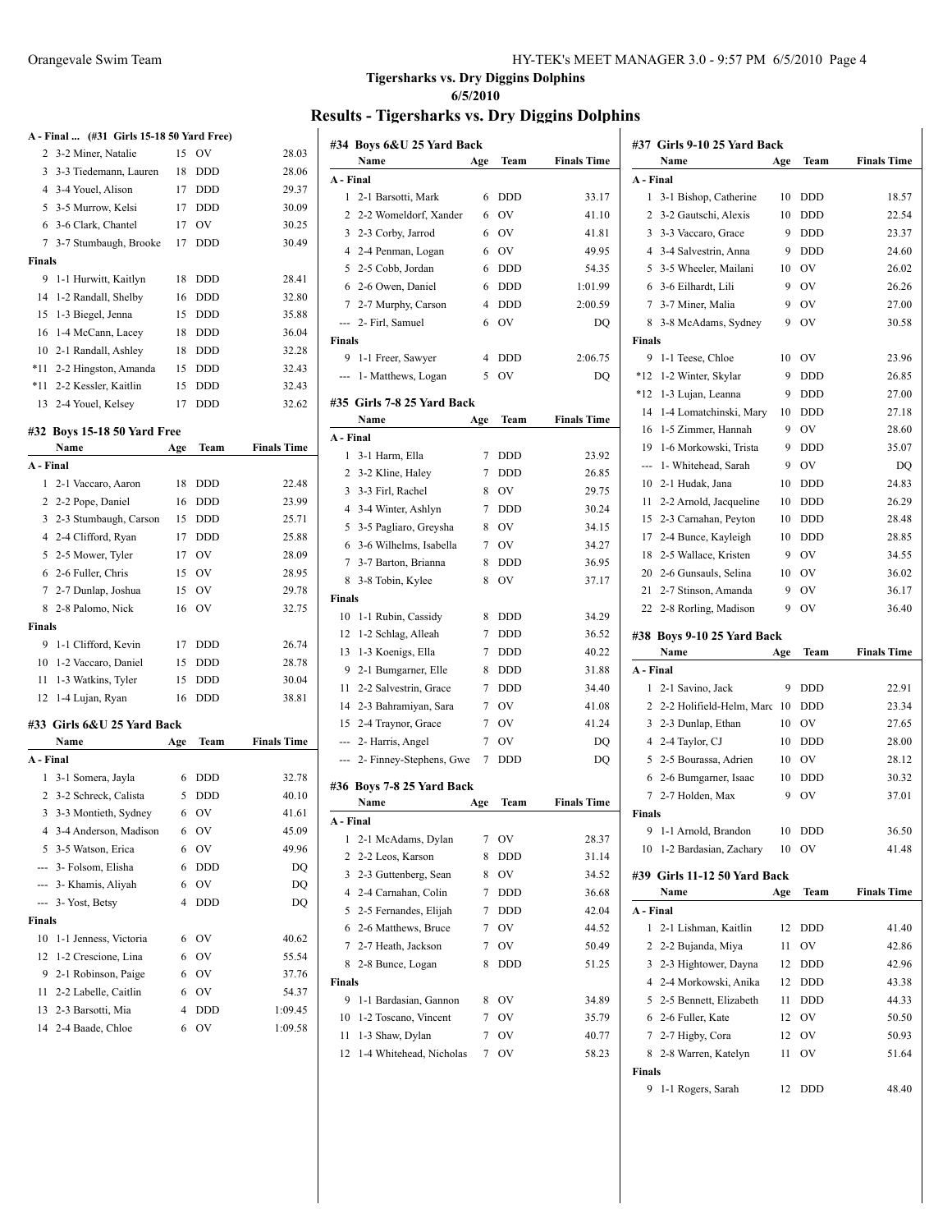## Tigersharks vs. Dry Diggins Dolphins

**6/5/2010**

# Results - Tigersharks vs. Dry Diggins Dolphins

### A - Final ... (#31 Girls 15-18 50 Yard Free)

| | Name | Age | Team | Finals Time |
|---|---|---|---|---|
| 2 | 3-2 Miner, Natalie | 15 | OV | 28.03 |
| 3 | 3-3 Tiedemann, Lauren | 18 | DDD | 28.06 |
| 4 | 3-4 Youel, Alison | 17 | DDD | 29.37 |
| 5 | 3-5 Murrow, Kelsi | 17 | DDD | 30.09 |
| 6 | 3-6 Clark, Chantel | 17 | OV | 30.25 |
| 7 | 3-7 Stumbaugh, Brooke | 17 | DDD | 30.49 |
| **Finals** | | | | |
| 9 | 1-1 Hurwitt, Kaitlyn | 18 | DDD | 28.41 |
| 14 | 1-2 Randall, Shelby | 16 | DDD | 32.80 |
| 15 | 1-3 Biegel, Jenna | 15 | DDD | 35.88 |
| 16 | 1-4 McCann, Lacey | 18 | DDD | 36.04 |
| 10 | 2-1 Randall, Ashley | 18 | DDD | 32.28 |
| *11 | 2-2 Hingston, Amanda | 15 | DDD | 32.43 |
| *11 | 2-2 Kessler, Kaitlin | 15 | DDD | 32.43 |
| 13 | 2-4 Youel, Kelsey | 17 | DDD | 32.62 |

### #32 Boys 15-18 50 Yard Free

| | Name | Age | Team | Finals Time |
|---|---|---|---|---|
| **A - Final** | | | | |
| 1 | 2-1 Vaccaro, Aaron | 18 | DDD | 22.48 |
| 2 | 2-2 Pope, Daniel | 16 | DDD | 23.99 |
| 3 | 2-3 Stumbaugh, Carson | 15 | DDD | 25.71 |
| 4 | 2-4 Clifford, Ryan | 17 | DDD | 25.88 |
| 5 | 2-5 Mower, Tyler | 17 | OV | 28.09 |
| 6 | 2-6 Fuller, Chris | 15 | OV | 28.95 |
| 7 | 2-7 Dunlap, Joshua | 15 | OV | 29.78 |
| 8 | 2-8 Palomo, Nick | 16 | OV | 32.75 |
| **Finals** | | | | |
| 9 | 1-1 Clifford, Kevin | 17 | DDD | 26.74 |
| 10 | 1-2 Vaccaro, Daniel | 15 | DDD | 28.78 |
| 11 | 1-3 Watkins, Tyler | 15 | DDD | 30.04 |
| 12 | 1-4 Lujan, Ryan | 16 | DDD | 38.81 |

### #33 Girls 6&U 25 Yard Back

| | Name | Age | Team | Finals Time |
|---|---|---|---|---|
| **A - Final** | | | | |
| 1 | 3-1 Somera, Jayla | 6 | DDD | 32.78 |
| 2 | 3-2 Schreck, Calista | 5 | DDD | 40.10 |
| 3 | 3-3 Montieth, Sydney | 6 | OV | 41.61 |
| 4 | 3-4 Anderson, Madison | 6 | OV | 45.09 |
| 5 | 3-5 Watson, Erica | 6 | OV | 49.96 |
| --- | 3- Folsom, Elisha | 6 | DDD | DQ |
| --- | 3- Khamis, Aliyah | 6 | OV | DQ |
| --- | 3- Yost, Betsy | 4 | DDD | DQ |
| **Finals** | | | | |
| 10 | 1-1 Jenness, Victoria | 6 | OV | 40.62 |
| 12 | 1-2 Crescione, Lina | 6 | OV | 55.54 |
| 9 | 2-1 Robinson, Paige | 6 | OV | 37.76 |
| 11 | 2-2 Labelle, Caitlin | 6 | OV | 54.37 |
| 13 | 2-3 Barsotti, Mia | 4 | DDD | 1:09.45 |
| 14 | 2-4 Baade, Chloe | 6 | OV | 1:09.58 |

### #34 Boys 6&U 25 Yard Back

| | Name | Age | Team | Finals Time |
|---|---|---|---|---|
| **A - Final** | | | | |
| 1 | 2-1 Barsotti, Mark | 6 | DDD | 33.17 |
| 2 | 2-2 Womeldorf, Xander | 6 | OV | 41.10 |
| 3 | 2-3 Corby, Jarrod | 6 | OV | 41.81 |
| 4 | 2-4 Penman, Logan | 6 | OV | 49.95 |
| 5 | 2-5 Cobb, Jordan | 6 | DDD | 54.35 |
| 6 | 2-6 Owen, Daniel | 6 | DDD | 1:01.99 |
| 7 | 2-7 Murphy, Carson | 4 | DDD | 2:00.59 |
| --- | 2- Firl, Samuel | 6 | OV | DQ |
| **Finals** | | | | |
| 9 | 1-1 Freer, Sawyer | 4 | DDD | 2:06.75 |
| --- | 1- Matthews, Logan | 5 | OV | DQ |

### #35 Girls 7-8 25 Yard Back

| | Name | Age | Team | Finals Time |
|---|---|---|---|---|
| **A - Final** | | | | |
| 1 | 3-1 Harm, Ella | 7 | DDD | 23.92 |
| 2 | 3-2 Kline, Haley | 7 | DDD | 26.85 |
| 3 | 3-3 Firl, Rachel | 8 | OV | 29.75 |
| 4 | 3-4 Winter, Ashlyn | 7 | DDD | 30.24 |
| 5 | 3-5 Pagliaro, Greysha | 8 | OV | 34.15 |
| 6 | 3-6 Wilhelms, Isabella | 7 | OV | 34.27 |
| 7 | 3-7 Barton, Brianna | 8 | DDD | 36.95 |
| 8 | 3-8 Tobin, Kylee | 8 | OV | 37.17 |
| **Finals** | | | | |
| 10 | 1-1 Rubin, Cassidy | 8 | DDD | 34.29 |
| 12 | 1-2 Schlag, Alleah | 7 | DDD | 36.52 |
| 13 | 1-3 Koenigs, Ella | 7 | DDD | 40.22 |
| 9 | 2-1 Bumgarner, Elle | 8 | DDD | 31.88 |
| 11 | 2-2 Salvestrin, Grace | 7 | DDD | 34.40 |
| 14 | 2-3 Bahramiyan, Sara | 7 | OV | 41.08 |
| 15 | 2-4 Traynor, Grace | 7 | OV | 41.24 |
| --- | 2- Harris, Angel | 7 | OV | DQ |
| --- | 2- Finney-Stephens, Gwe | 7 | DDD | DQ |

### #36 Boys 7-8 25 Yard Back

| | Name | Age | Team | Finals Time |
|---|---|---|---|---|
| **A - Final** | | | | |
| 1 | 2-1 McAdams, Dylan | 7 | OV | 28.37 |
| 2 | 2-2 Leos, Karson | 8 | DDD | 31.14 |
| 3 | 2-3 Guttenberg, Sean | 8 | OV | 34.52 |
| 4 | 2-4 Carnahan, Colin | 7 | DDD | 36.68 |
| 5 | 2-5 Fernandes, Elijah | 7 | DDD | 42.04 |
| 6 | 2-6 Matthews, Bruce | 7 | OV | 44.52 |
| 7 | 2-7 Heath, Jackson | 7 | OV | 50.49 |
| 8 | 2-8 Bunce, Logan | 8 | DDD | 51.25 |
| **Finals** | | | | |
| 9 | 1-1 Bardasian, Gannon | 8 | OV | 34.89 |
| 10 | 1-2 Toscano, Vincent | 7 | OV | 35.79 |
| 11 | 1-3 Shaw, Dylan | 7 | OV | 40.77 |
| 12 | 1-4 Whitehead, Nicholas | 7 | OV | 58.23 |

### #37 Girls 9-10 25 Yard Back

| | Name | Age | Team | Finals Time |
|---|---|---|---|---|
| **A - Final** | | | | |
| 1 | 3-1 Bishop, Catherine | 10 | DDD | 18.57 |
| 2 | 3-2 Gautschi, Alexis | 10 | DDD | 22.54 |
| 3 | 3-3 Vaccaro, Grace | 9 | DDD | 23.37 |
| 4 | 3-4 Salvestrin, Anna | 9 | DDD | 24.60 |
| 5 | 3-5 Wheeler, Mailani | 10 | OV | 26.02 |
| 6 | 3-6 Eilhardt, Lili | 9 | OV | 26.26 |
| 7 | 3-7 Miner, Malia | 9 | OV | 27.00 |
| 8 | 3-8 McAdams, Sydney | 9 | OV | 30.58 |
| **Finals** | | | | |
| 9 | 1-1 Teese, Chloe | 10 | OV | 23.96 |
| *12 | 1-2 Winter, Skylar | 9 | DDD | 26.85 |
| *12 | 1-3 Lujan, Leanna | 9 | DDD | 27.00 |
| 14 | 1-4 Lomatchinski, Mary | 10 | DDD | 27.18 |
| 16 | 1-5 Zimmer, Hannah | 9 | OV | 28.60 |
| 19 | 1-6 Morkowski, Trista | 9 | DDD | 35.07 |
| --- | 1- Whitehead, Sarah | 9 | OV | DQ |
| 10 | 2-1 Hudak, Jana | 10 | DDD | 24.83 |
| 11 | 2-2 Arnold, Jacqueline | 10 | DDD | 26.29 |
| 15 | 2-3 Carnahan, Peyton | 10 | DDD | 28.48 |
| 17 | 2-4 Bunce, Kayleigh | 10 | DDD | 28.85 |
| 18 | 2-5 Wallace, Kristen | 9 | OV | 34.55 |
| 20 | 2-6 Gunsauls, Selina | 10 | OV | 36.02 |
| 21 | 2-7 Stinson, Amanda | 9 | OV | 36.17 |
| 22 | 2-8 Rorling, Madison | 9 | OV | 36.40 |

### #38 Boys 9-10 25 Yard Back

| | Name | Age | Team | Finals Time |
|---|---|---|---|---|
| **A - Final** | | | | |
| 1 | 2-1 Savino, Jack | 9 | DDD | 22.91 |
| 2 | 2-2 Holifield-Helm, Marc | 10 | DDD | 23.34 |
| 3 | 2-3 Dunlap, Ethan | 10 | OV | 27.65 |
| 4 | 2-4 Taylor, CJ | 10 | DDD | 28.00 |
| 5 | 2-5 Bourassa, Adrien | 10 | OV | 28.12 |
| 6 | 2-6 Bumgarner, Isaac | 10 | DDD | 30.32 |
| 7 | 2-7 Holden, Max | 9 | OV | 37.01 |
| **Finals** | | | | |
| 9 | 1-1 Arnold, Brandon | 10 | DDD | 36.50 |
| 10 | 1-2 Bardasian, Zachary | 10 | OV | 41.48 |

### #39 Girls 11-12 50 Yard Back

| | Name | Age | Team | Finals Time |
|---|---|---|---|---|
| **A - Final** | | | | |
| 1 | 2-1 Lishman, Kaitlin | 12 | DDD | 41.40 |
| 2 | 2-2 Bujanda, Miya | 11 | OV | 42.86 |
| 3 | 2-3 Hightower, Dayna | 12 | DDD | 42.96 |
| 4 | 2-4 Morkowski, Anika | 12 | DDD | 43.38 |
| 5 | 2-5 Bennett, Elizabeth | 11 | DDD | 44.33 |
| 6 | 2-6 Fuller, Kate | 12 | OV | 50.50 |
| 7 | 2-7 Higby, Cora | 12 | OV | 50.93 |
| 8 | 2-8 Warren, Katelyn | 11 | OV | 51.64 |
| **Finals** | | | | |
| 9 | 1-1 Rogers, Sarah | 12 | DDD | 48.40 |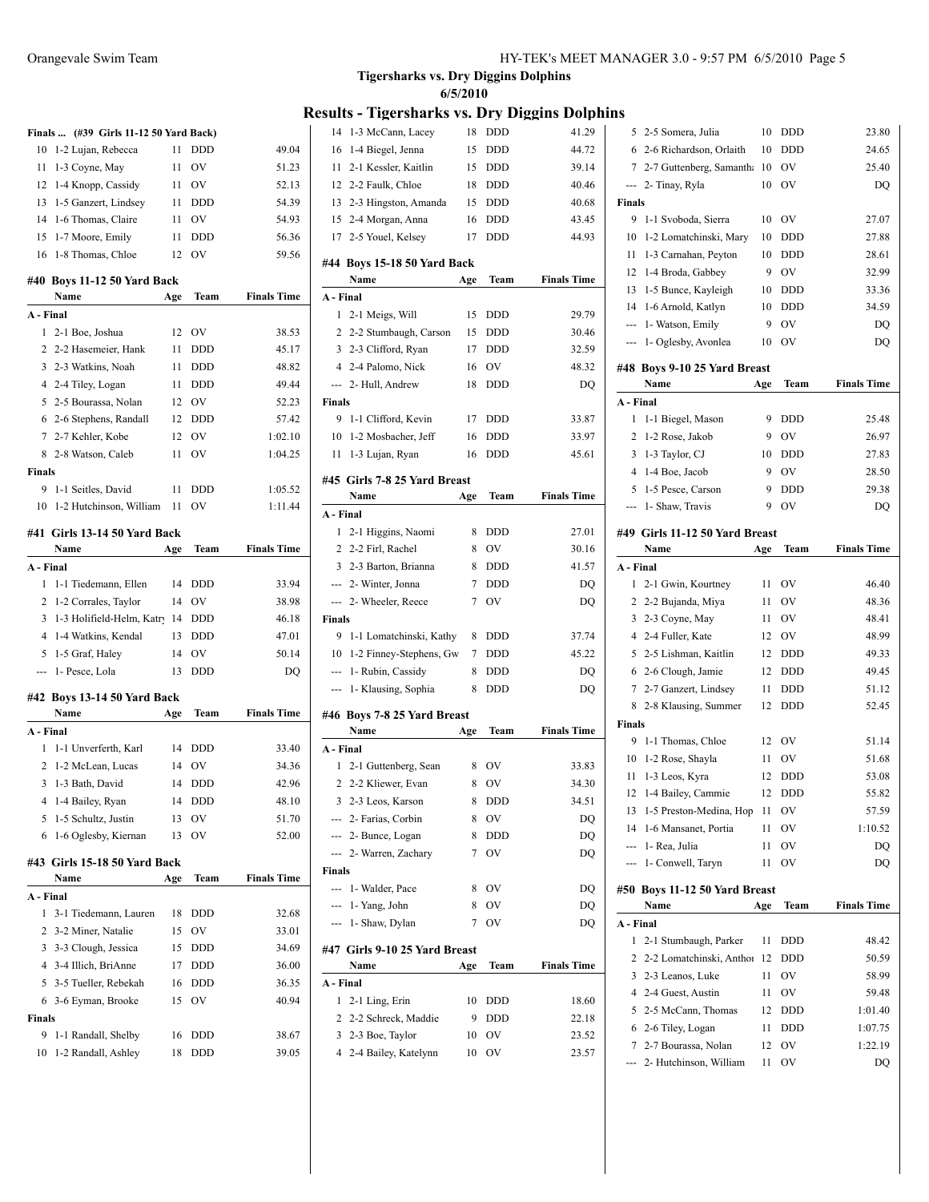**Tigersharks vs. Dry Diggins Dolphins**
**6/5/2010**

## Results - Tigersharks vs. Dry Diggins Dolphins

**Finals ... (#39 Girls 11-12 50 Yard Back)**

| | Name | Age | Team | Finals Time |
|---|---|---|---|---|
| 10 | 1-2 Lujan, Rebecca | 11 | DDD | 49.04 |
| 11 | 1-3 Coyne, May | 11 | OV | 51.23 |
| 12 | 1-4 Knopp, Cassidy | 11 | OV | 52.13 |
| 13 | 1-5 Ganzert, Lindsey | 11 | DDD | 54.39 |
| 14 | 1-6 Thomas, Claire | 11 | OV | 54.93 |
| 15 | 1-7 Moore, Emily | 11 | DDD | 56.36 |
| 16 | 1-8 Thomas, Chloe | 12 | OV | 59.56 |

### #40 Boys 11-12 50 Yard Back

| | Name | Age | Team | Finals Time |
|---|---|---|---|---|
| **A - Final** | | | | |
| 1 | 2-1 Boe, Joshua | 12 | OV | 38.53 |
| 2 | 2-2 Hasemeier, Hank | 11 | DDD | 45.17 |
| 3 | 2-3 Watkins, Noah | 11 | DDD | 48.82 |
| 4 | 2-4 Tiley, Logan | 11 | DDD | 49.44 |
| 5 | 2-5 Bourassa, Nolan | 12 | OV | 52.23 |
| 6 | 2-6 Stephens, Randall | 12 | DDD | 57.42 |
| 7 | 2-7 Kehler, Kobe | 12 | OV | 1:02.10 |
| 8 | 2-8 Watson, Caleb | 11 | OV | 1:04.25 |
| **Finals** | | | | |
| 9 | 1-1 Seitles, David | 11 | DDD | 1:05.52 |
| 10 | 1-2 Hutchinson, William | 11 | OV | 1:11.44 |

### #41 Girls 13-14 50 Yard Back

| | Name | Age | Team | Finals Time |
|---|---|---|---|---|
| **A - Final** | | | | |
| 1 | 1-1 Tiedemann, Ellen | 14 | DDD | 33.94 |
| 2 | 1-2 Corrales, Taylor | 14 | OV | 38.98 |
| 3 | 1-3 Holifield-Helm, Katry | 14 | DDD | 46.18 |
| 4 | 1-4 Watkins, Kendal | 13 | DDD | 47.01 |
| 5 | 1-5 Graf, Haley | 14 | OV | 50.14 |
| --- | 1- Pesce, Lola | 13 | DDD | DQ |

### #42 Boys 13-14 50 Yard Back

| | Name | Age | Team | Finals Time |
|---|---|---|---|---|
| **A - Final** | | | | |
| 1 | 1-1 Unverferth, Karl | 14 | DDD | 33.40 |
| 2 | 1-2 McLean, Lucas | 14 | OV | 34.36 |
| 3 | 1-3 Bath, David | 14 | DDD | 42.96 |
| 4 | 1-4 Bailey, Ryan | 14 | DDD | 48.10 |
| 5 | 1-5 Schultz, Justin | 13 | OV | 51.70 |
| 6 | 1-6 Oglesby, Kiernan | 13 | OV | 52.00 |

### #43 Girls 15-18 50 Yard Back

| | Name | Age | Team | Finals Time |
|---|---|---|---|---|
| **A - Final** | | | | |
| 1 | 3-1 Tiedemann, Lauren | 18 | DDD | 32.68 |
| 2 | 3-2 Miner, Natalie | 15 | OV | 33.01 |
| 3 | 3-3 Clough, Jessica | 15 | DDD | 34.69 |
| 4 | 3-4 Illich, BriAnne | 17 | DDD | 36.00 |
| 5 | 3-5 Tueller, Rebekah | 16 | DDD | 36.35 |
| 6 | 3-6 Eyman, Brooke | 15 | OV | 40.94 |
| **Finals** | | | | |
| 9 | 1-1 Randall, Shelby | 16 | DDD | 38.67 |
| 10 | 1-2 Randall, Ashley | 18 | DDD | 39.05 |
| 14 | 1-3 McCann, Lacey | 18 | DDD | 41.29 |
| 16 | 1-4 Biegel, Jenna | 15 | DDD | 44.72 |
| 11 | 2-1 Kessler, Kaitlin | 15 | DDD | 39.14 |
| 12 | 2-2 Faulk, Chloe | 18 | DDD | 40.46 |
| 13 | 2-3 Hingston, Amanda | 15 | DDD | 40.68 |
| 15 | 2-4 Morgan, Anna | 16 | DDD | 43.45 |
| 17 | 2-5 Youel, Kelsey | 17 | DDD | 44.93 |

### #44 Boys 15-18 50 Yard Back

| | Name | Age | Team | Finals Time |
|---|---|---|---|---|
| **A - Final** | | | | |
| 1 | 2-1 Meigs, Will | 15 | DDD | 29.79 |
| 2 | 2-2 Stumbaugh, Carson | 15 | DDD | 30.46 |
| 3 | 2-3 Clifford, Ryan | 17 | DDD | 32.59 |
| 4 | 2-4 Palomo, Nick | 16 | OV | 48.32 |
| --- | 2- Hull, Andrew | 18 | DDD | DQ |
| **Finals** | | | | |
| 9 | 1-1 Clifford, Kevin | 17 | DDD | 33.87 |
| 10 | 1-2 Mosbacher, Jeff | 16 | DDD | 33.97 |
| 11 | 1-3 Lujan, Ryan | 16 | DDD | 45.61 |

### #45 Girls 7-8 25 Yard Breast

| | Name | Age | Team | Finals Time |
|---|---|---|---|---|
| **A - Final** | | | | |
| 1 | 2-1 Higgins, Naomi | 8 | DDD | 27.01 |
| 2 | 2-2 Firl, Rachel | 8 | OV | 30.16 |
| 3 | 2-3 Barton, Brianna | 8 | DDD | 41.57 |
| --- | 2- Winter, Jonna | 7 | DDD | DQ |
| --- | 2- Wheeler, Reece | 7 | OV | DQ |
| **Finals** | | | | |
| 9 | 1-1 Lomatchinski, Kathy | 8 | DDD | 37.74 |
| 10 | 1-2 Finney-Stephens, Gw | 7 | DDD | 45.22 |
| --- | 1- Rubin, Cassidy | 8 | DDD | DQ |
| --- | 1- Klausing, Sophia | 8 | DDD | DQ |

### #46 Boys 7-8 25 Yard Breast

| | Name | Age | Team | Finals Time |
|---|---|---|---|---|
| **A - Final** | | | | |
| 1 | 2-1 Guttenberg, Sean | 8 | OV | 33.83 |
| 2 | 2-2 Kliewer, Evan | 8 | OV | 34.30 |
| 3 | 2-3 Leos, Karson | 8 | DDD | 34.51 |
| --- | 2- Farias, Corbin | 8 | OV | DQ |
| --- | 2- Bunce, Logan | 8 | DDD | DQ |
| --- | 2- Warren, Zachary | 7 | OV | DQ |
| **Finals** | | | | |
| --- | 1- Walder, Pace | 8 | OV | DQ |
| --- | 1- Yang, John | 8 | OV | DQ |
| --- | 1- Shaw, Dylan | 7 | OV | DQ |

### #47 Girls 9-10 25 Yard Breast

| | Name | Age | Team | Finals Time |
|---|---|---|---|---|
| **A - Final** | | | | |
| 1 | 2-1 Ling, Erin | 10 | DDD | 18.60 |
| 2 | 2-2 Schreck, Maddie | 9 | DDD | 22.18 |
| 3 | 2-3 Boe, Taylor | 10 | OV | 23.52 |
| 4 | 2-4 Bailey, Katelynn | 10 | OV | 23.57 |
| 5 | 2-5 Somera, Julia | 10 | DDD | 23.80 |
| 6 | 2-6 Richardson, Orlaith | 10 | DDD | 24.65 |
| 7 | 2-7 Guttenberg, Samantha | 10 | OV | 25.40 |
| --- | 2- Tinay, Ryla | 10 | OV | DQ |
| **Finals** | | | | |
| 9 | 1-1 Svoboda, Sierra | 10 | OV | 27.07 |
| 10 | 1-2 Lomatchinski, Mary | 10 | DDD | 27.88 |
| 11 | 1-3 Carnahan, Peyton | 10 | DDD | 28.61 |
| 12 | 1-4 Broda, Gabbey | 9 | OV | 32.99 |
| 13 | 1-5 Bunce, Kayleigh | 10 | DDD | 33.36 |
| 14 | 1-6 Arnold, Katlyn | 10 | DDD | 34.59 |
| --- | 1- Watson, Emily | 9 | OV | DQ |
| --- | 1- Oglesby, Avonlea | 10 | OV | DQ |

### #48 Boys 9-10 25 Yard Breast

| | Name | Age | Team | Finals Time |
|---|---|---|---|---|
| **A - Final** | | | | |
| 1 | 1-1 Biegel, Mason | 9 | DDD | 25.48 |
| 2 | 1-2 Rose, Jakob | 9 | OV | 26.97 |
| 3 | 1-3 Taylor, CJ | 10 | DDD | 27.83 |
| 4 | 1-4 Boe, Jacob | 9 | OV | 28.50 |
| 5 | 1-5 Pesce, Carson | 9 | DDD | 29.38 |
| --- | 1- Shaw, Travis | 9 | OV | DQ |

### #49 Girls 11-12 50 Yard Breast

| | Name | Age | Team | Finals Time |
|---|---|---|---|---|
| **A - Final** | | | | |
| 1 | 2-1 Gwin, Kourtney | 11 | OV | 46.40 |
| 2 | 2-2 Bujanda, Miya | 11 | OV | 48.36 |
| 3 | 2-3 Coyne, May | 11 | OV | 48.41 |
| 4 | 2-4 Fuller, Kate | 12 | OV | 48.99 |
| 5 | 2-5 Lishman, Kaitlin | 12 | DDD | 49.33 |
| 6 | 2-6 Clough, Jamie | 12 | DDD | 49.45 |
| 7 | 2-7 Ganzert, Lindsey | 11 | DDD | 51.12 |
| 8 | 2-8 Klausing, Summer | 12 | DDD | 52.45 |
| **Finals** | | | | |
| 9 | 1-1 Thomas, Chloe | 12 | OV | 51.14 |
| 10 | 1-2 Rose, Shayla | 11 | OV | 51.68 |
| 11 | 1-3 Leos, Kyra | 12 | DDD | 53.08 |
| 12 | 1-4 Bailey, Cammie | 12 | DDD | 55.82 |
| 13 | 1-5 Preston-Medina, Hop | 11 | OV | 57.59 |
| 14 | 1-6 Mansanet, Portia | 11 | OV | 1:10.52 |
| --- | 1- Rea, Julia | 11 | OV | DQ |
| --- | 1- Conwell, Taryn | 11 | OV | DQ |

### #50 Boys 11-12 50 Yard Breast

| | Name | Age | Team | Finals Time |
|---|---|---|---|---|
| **A - Final** | | | | |
| 1 | 2-1 Stumbaugh, Parker | 11 | DDD | 48.42 |
| 2 | 2-2 Lomatchinski, Anthony | 12 | DDD | 50.59 |
| 3 | 2-3 Leanos, Luke | 11 | OV | 58.99 |
| 4 | 2-4 Guest, Austin | 11 | OV | 59.48 |
| 5 | 2-5 McCann, Thomas | 12 | DDD | 1:01.40 |
| 6 | 2-6 Tiley, Logan | 11 | DDD | 1:07.75 |
| 7 | 2-7 Bourassa, Nolan | 12 | OV | 1:22.19 |
| --- | 2- Hutchinson, William | 11 | OV | DQ |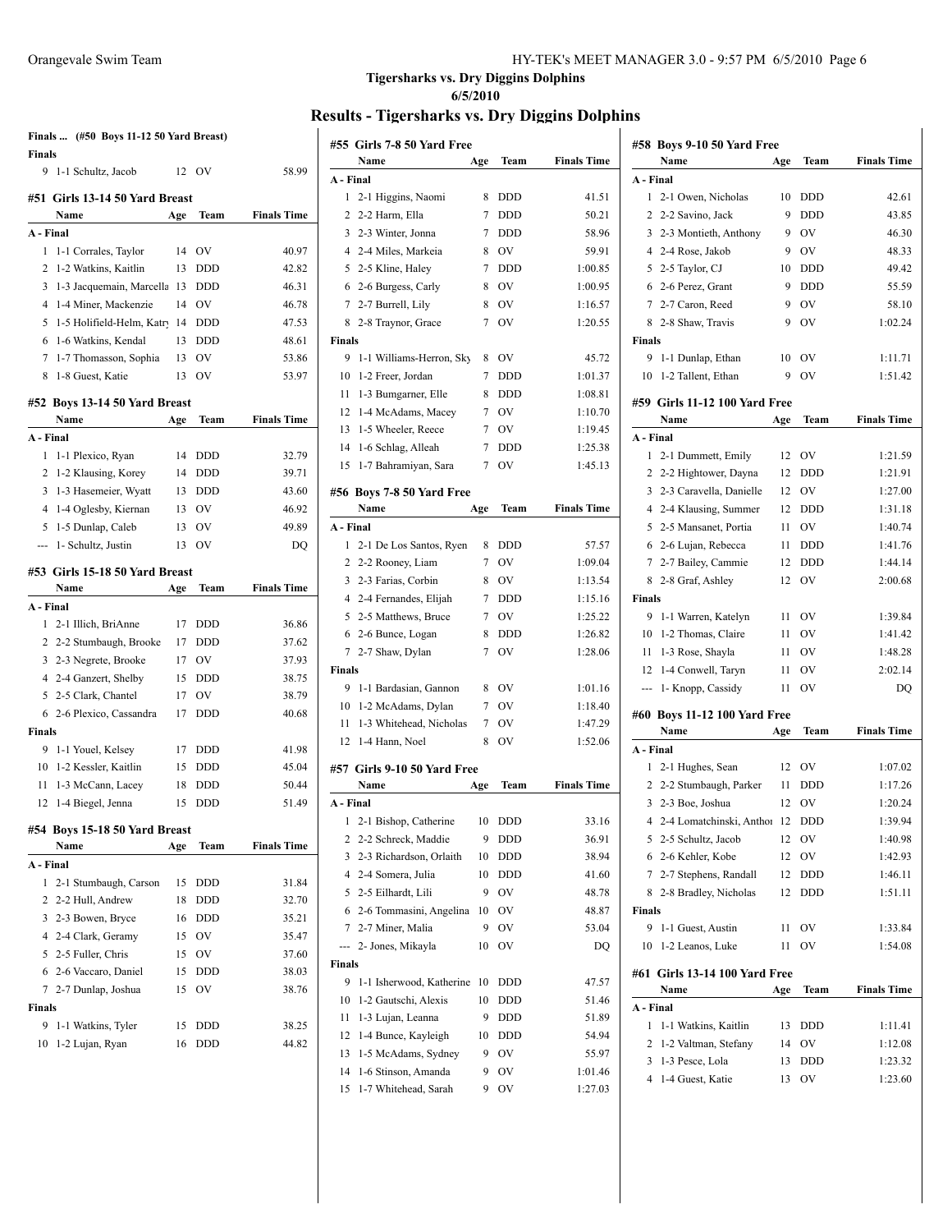# Tigersharks vs. Dry Diggins Dolphins

**6/5/2010**

## Results - Tigersharks vs. Dry Diggins Dolphins

### Finals ... (#50 Boys 11-12 50 Yard Breast)

| | Name | Age | Team | Finals Time |
|---|---|---|---|---|
| **Finals** | | | | |
| 9 | 1-1 Schultz, Jacob | 12 | OV | 58.99 |

### #51 Girls 13-14 50 Yard Breast

| | Name | Age | Team | Finals Time |
|---|---|---|---|---|
| **A - Final** | | | | |
| 1 | 1-1 Corrales, Taylor | 14 | OV | 40.97 |
| 2 | 1-2 Watkins, Kaitlin | 13 | DDD | 42.82 |
| 3 | 1-3 Jacquemain, Marcella | 13 | DDD | 46.31 |
| 4 | 1-4 Miner, Mackenzie | 14 | OV | 46.78 |
| 5 | 1-5 Holifield-Helm, Katry | 14 | DDD | 47.53 |
| 6 | 1-6 Watkins, Kendal | 13 | DDD | 48.61 |
| 7 | 1-7 Thomasson, Sophia | 13 | OV | 53.86 |
| 8 | 1-8 Guest, Katie | 13 | OV | 53.97 |

### #52 Boys 13-14 50 Yard Breast

| | Name | Age | Team | Finals Time |
|---|---|---|---|---|
| **A - Final** | | | | |
| 1 | 1-1 Plexico, Ryan | 14 | DDD | 32.79 |
| 2 | 1-2 Klausing, Korey | 14 | DDD | 39.71 |
| 3 | 1-3 Hasemeier, Wyatt | 13 | DDD | 43.60 |
| 4 | 1-4 Oglesby, Kiernan | 13 | OV | 46.92 |
| 5 | 1-5 Dunlap, Caleb | 13 | OV | 49.89 |
| --- | 1- Schultz, Justin | 13 | OV | DQ |

### #53 Girls 15-18 50 Yard Breast

| | Name | Age | Team | Finals Time |
|---|---|---|---|---|
| **A - Final** | | | | |
| 1 | 2-1 Illich, BriAnne | 17 | DDD | 36.86 |
| 2 | 2-2 Stumbaugh, Brooke | 17 | DDD | 37.62 |
| 3 | 2-3 Negrete, Brooke | 17 | OV | 37.93 |
| 4 | 2-4 Ganzert, Shelby | 15 | DDD | 38.75 |
| 5 | 2-5 Clark, Chantel | 17 | OV | 38.79 |
| 6 | 2-6 Plexico, Cassandra | 17 | DDD | 40.68 |
| **Finals** | | | | |
| 9 | 1-1 Youel, Kelsey | 17 | DDD | 41.98 |
| 10 | 1-2 Kessler, Kaitlin | 15 | DDD | 45.04 |
| 11 | 1-3 McCann, Lacey | 18 | DDD | 50.44 |
| 12 | 1-4 Biegel, Jenna | 15 | DDD | 51.49 |

### #54 Boys 15-18 50 Yard Breast

| | Name | Age | Team | Finals Time |
|---|---|---|---|---|
| **A - Final** | | | | |
| 1 | 2-1 Stumbaugh, Carson | 15 | DDD | 31.84 |
| 2 | 2-2 Hull, Andrew | 18 | DDD | 32.70 |
| 3 | 2-3 Bowen, Bryce | 16 | DDD | 35.21 |
| 4 | 2-4 Clark, Geramy | 15 | OV | 35.47 |
| 5 | 2-5 Fuller, Chris | 15 | OV | 37.60 |
| 6 | 2-6 Vaccaro, Daniel | 15 | DDD | 38.03 |
| 7 | 2-7 Dunlap, Joshua | 15 | OV | 38.76 |
| **Finals** | | | | |
| 9 | 1-1 Watkins, Tyler | 15 | DDD | 38.25 |
| 10 | 1-2 Lujan, Ryan | 16 | DDD | 44.82 |

### #55 Girls 7-8 50 Yard Free

| | Name | Age | Team | Finals Time |
|---|---|---|---|---|
| **A - Final** | | | | |
| 1 | 2-1 Higgins, Naomi | 8 | DDD | 41.51 |
| 2 | 2-2 Harm, Ella | 7 | DDD | 50.21 |
| 3 | 2-3 Winter, Jonna | 7 | DDD | 58.96 |
| 4 | 2-4 Miles, Markeia | 8 | OV | 59.91 |
| 5 | 2-5 Kline, Haley | 7 | DDD | 1:00.85 |
| 6 | 2-6 Burgess, Carly | 8 | OV | 1:00.95 |
| 7 | 2-7 Burrell, Lily | 8 | OV | 1:16.57 |
| 8 | 2-8 Traynor, Grace | 7 | OV | 1:20.55 |
| **Finals** | | | | |
| 9 | 1-1 Williams-Herron, Sky | 8 | OV | 45.72 |
| 10 | 1-2 Freer, Jordan | 7 | DDD | 1:01.37 |
| 11 | 1-3 Bumgarner, Elle | 8 | DDD | 1:08.81 |
| 12 | 1-4 McAdams, Macey | 7 | OV | 1:10.70 |
| 13 | 1-5 Wheeler, Reece | 7 | OV | 1:19.45 |
| 14 | 1-6 Schlag, Alleah | 7 | DDD | 1:25.38 |
| 15 | 1-7 Bahramiyan, Sara | 7 | OV | 1:45.13 |

### #56 Boys 7-8 50 Yard Free

| | Name | Age | Team | Finals Time |
|---|---|---|---|---|
| **A - Final** | | | | |
| 1 | 2-1 De Los Santos, Ryen | 8 | DDD | 57.57 |
| 2 | 2-2 Rooney, Liam | 7 | OV | 1:09.04 |
| 3 | 2-3 Farias, Corbin | 8 | OV | 1:13.54 |
| 4 | 2-4 Fernandes, Elijah | 7 | DDD | 1:15.16 |
| 5 | 2-5 Matthews, Bruce | 7 | OV | 1:25.22 |
| 6 | 2-6 Bunce, Logan | 8 | DDD | 1:26.82 |
| 7 | 2-7 Shaw, Dylan | 7 | OV | 1:28.06 |
| **Finals** | | | | |
| 9 | 1-1 Bardasian, Gannon | 8 | OV | 1:01.16 |
| 10 | 1-2 McAdams, Dylan | 7 | OV | 1:18.40 |
| 11 | 1-3 Whitehead, Nicholas | 7 | OV | 1:47.29 |
| 12 | 1-4 Hann, Noel | 8 | OV | 1:52.06 |

### #57 Girls 9-10 50 Yard Free

| | Name | Age | Team | Finals Time |
|---|---|---|---|---|
| **A - Final** | | | | |
| 1 | 2-1 Bishop, Catherine | 10 | DDD | 33.16 |
| 2 | 2-2 Schreck, Maddie | 9 | DDD | 36.91 |
| 3 | 2-3 Richardson, Orlaith | 10 | DDD | 38.94 |
| 4 | 2-4 Somera, Julia | 10 | DDD | 41.60 |
| 5 | 2-5 Eilhardt, Lili | 9 | OV | 48.78 |
| 6 | 2-6 Tommasini, Angelina | 10 | OV | 48.87 |
| 7 | 2-7 Miner, Malia | 9 | OV | 53.04 |
| --- | 2- Jones, Mikayla | 10 | OV | DQ |
| **Finals** | | | | |
| 9 | 1-1 Isherwood, Katherine | 10 | DDD | 47.57 |
| 10 | 1-2 Gautschi, Alexis | 10 | DDD | 51.46 |
| 11 | 1-3 Lujan, Leanna | 9 | DDD | 51.89 |
| 12 | 1-4 Bunce, Kayleigh | 10 | DDD | 54.94 |
| 13 | 1-5 McAdams, Sydney | 9 | OV | 55.97 |
| 14 | 1-6 Stinson, Amanda | 9 | OV | 1:01.46 |
| 15 | 1-7 Whitehead, Sarah | 9 | OV | 1:27.03 |

### #58 Boys 9-10 50 Yard Free

| | Name | Age | Team | Finals Time |
|---|---|---|---|---|
| **A - Final** | | | | |
| 1 | 2-1 Owen, Nicholas | 10 | DDD | 42.61 |
| 2 | 2-2 Savino, Jack | 9 | DDD | 43.85 |
| 3 | 2-3 Montieth, Anthony | 9 | OV | 46.30 |
| 4 | 2-4 Rose, Jakob | 9 | OV | 48.33 |
| 5 | 2-5 Taylor, CJ | 10 | DDD | 49.42 |
| 6 | 2-6 Perez, Grant | 9 | DDD | 55.59 |
| 7 | 2-7 Caron, Reed | 9 | OV | 58.10 |
| 8 | 2-8 Shaw, Travis | 9 | OV | 1:02.24 |
| **Finals** | | | | |
| 9 | 1-1 Dunlap, Ethan | 10 | OV | 1:11.71 |
| 10 | 1-2 Tallent, Ethan | 9 | OV | 1:51.42 |

### #59 Girls 11-12 100 Yard Free

| | Name | Age | Team | Finals Time |
|---|---|---|---|---|
| **A - Final** | | | | |
| 1 | 2-1 Dummett, Emily | 12 | OV | 1:21.59 |
| 2 | 2-2 Hightower, Dayna | 12 | DDD | 1:21.91 |
| 3 | 2-3 Caravella, Danielle | 12 | OV | 1:27.00 |
| 4 | 2-4 Klausing, Summer | 12 | DDD | 1:31.18 |
| 5 | 2-5 Mansanet, Portia | 11 | OV | 1:40.74 |
| 6 | 2-6 Lujan, Rebecca | 11 | DDD | 1:41.76 |
| 7 | 2-7 Bailey, Cammie | 12 | DDD | 1:44.14 |
| 8 | 2-8 Graf, Ashley | 12 | OV | 2:00.68 |
| **Finals** | | | | |
| 9 | 1-1 Warren, Katelyn | 11 | OV | 1:39.84 |
| 10 | 1-2 Thomas, Claire | 11 | OV | 1:41.42 |
| 11 | 1-3 Rose, Shayla | 11 | OV | 1:48.28 |
| 12 | 1-4 Conwell, Taryn | 11 | OV | 2:02.14 |
| --- | 1- Knopp, Cassidy | 11 | OV | DQ |

### #60 Boys 11-12 100 Yard Free

| | Name | Age | Team | Finals Time |
|---|---|---|---|---|
| **A - Final** | | | | |
| 1 | 2-1 Hughes, Sean | 12 | OV | 1:07.02 |
| 2 | 2-2 Stumbaugh, Parker | 11 | DDD | 1:17.26 |
| 3 | 2-3 Boe, Joshua | 12 | OV | 1:20.24 |
| 4 | 2-4 Lomatchinski, Anthor | 12 | DDD | 1:39.94 |
| 5 | 2-5 Schultz, Jacob | 12 | OV | 1:40.98 |
| 6 | 2-6 Kehler, Kobe | 12 | OV | 1:42.93 |
| 7 | 2-7 Stephens, Randall | 12 | DDD | 1:46.11 |
| 8 | 2-8 Bradley, Nicholas | 12 | DDD | 1:51.11 |
| **Finals** | | | | |
| 9 | 1-1 Guest, Austin | 11 | OV | 1:33.84 |
| 10 | 1-2 Leanos, Luke | 11 | OV | 1:54.08 |

### #61 Girls 13-14 100 Yard Free

| | Name | Age | Team | Finals Time |
|---|---|---|---|---|
| **A - Final** | | | | |
| 1 | 1-1 Watkins, Kaitlin | 13 | DDD | 1:11.41 |
| 2 | 1-2 Valtman, Stefany | 14 | OV | 1:12.08 |
| 3 | 1-3 Pesce, Lola | 13 | DDD | 1:23.32 |
| 4 | 1-4 Guest, Katie | 13 | OV | 1:23.60 |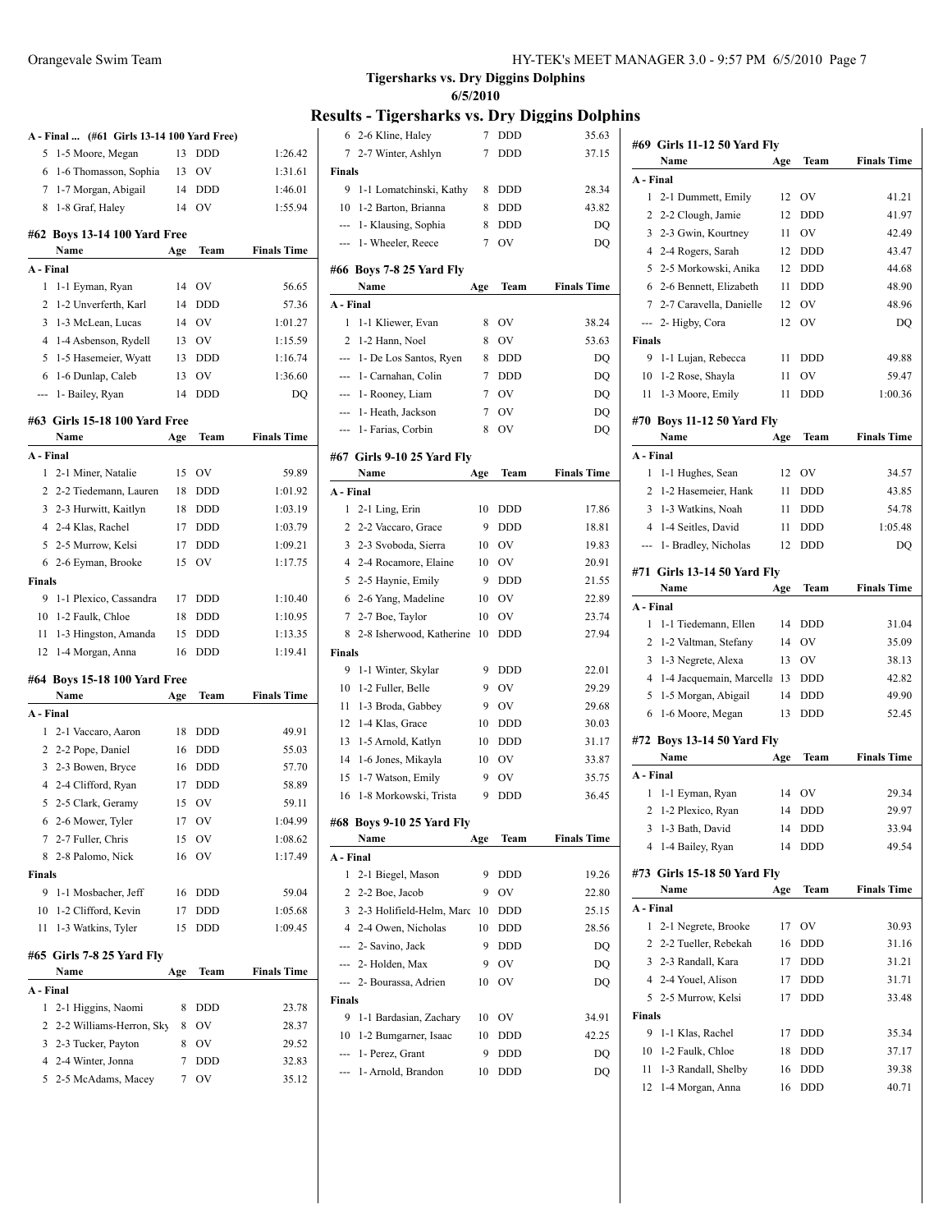**Tigersharks vs. Dry Diggins Dolphins**
**6/5/2010**

## Results - Tigersharks vs. Dry Diggins Dolphins

**A - Final ... (#61 Girls 13-14 100 Yard Free)**

| | Name | Age | Team | Finals Time |
|---|---|---|---|---|
| 5 | 1-5 Moore, Megan | 13 | DDD | 1:26.42 |
| 6 | 1-6 Thomasson, Sophia | 13 | OV | 1:31.61 |
| 7 | 1-7 Morgan, Abigail | 14 | DDD | 1:46.01 |
| 8 | 1-8 Graf, Haley | 14 | OV | 1:55.94 |

### #62 Boys 13-14 100 Yard Free

| | Name | Age | Team | Finals Time |
|---|---|---|---|---|
| **A - Final** | | | | |
| 1 | 1-1 Eyman, Ryan | 14 | OV | 56.65 |
| 2 | 1-2 Unverferth, Karl | 14 | DDD | 57.36 |
| 3 | 1-3 McLean, Lucas | 14 | OV | 1:01.27 |
| 4 | 1-4 Asbenson, Rydell | 13 | OV | 1:15.59 |
| 5 | 1-5 Hasemeier, Wyatt | 13 | DDD | 1:16.74 |
| 6 | 1-6 Dunlap, Caleb | 13 | OV | 1:36.60 |
| --- | 1- Bailey, Ryan | 14 | DDD | DQ |

### #63 Girls 15-18 100 Yard Free

| | Name | Age | Team | Finals Time |
|---|---|---|---|---|
| **A - Final** | | | | |
| 1 | 2-1 Miner, Natalie | 15 | OV | 59.89 |
| 2 | 2-2 Tiedemann, Lauren | 18 | DDD | 1:01.92 |
| 3 | 2-3 Hurwitt, Kaitlyn | 18 | DDD | 1:03.19 |
| 4 | 2-4 Klas, Rachel | 17 | DDD | 1:03.79 |
| 5 | 2-5 Murrow, Kelsi | 17 | DDD | 1:09.21 |
| 6 | 2-6 Eyman, Brooke | 15 | OV | 1:17.75 |
| **Finals** | | | | |
| 9 | 1-1 Plexico, Cassandra | 17 | DDD | 1:10.40 |
| 10 | 1-2 Faulk, Chloe | 18 | DDD | 1:10.95 |
| 11 | 1-3 Hingston, Amanda | 15 | DDD | 1:13.35 |
| 12 | 1-4 Morgan, Anna | 16 | DDD | 1:19.41 |

### #64 Boys 15-18 100 Yard Free

| | Name | Age | Team | Finals Time |
|---|---|---|---|---|
| **A - Final** | | | | |
| 1 | 2-1 Vaccaro, Aaron | 18 | DDD | 49.91 |
| 2 | 2-2 Pope, Daniel | 16 | DDD | 55.03 |
| 3 | 2-3 Bowen, Bryce | 16 | DDD | 57.70 |
| 4 | 2-4 Clifford, Ryan | 17 | DDD | 58.89 |
| 5 | 2-5 Clark, Geramy | 15 | OV | 59.11 |
| 6 | 2-6 Mower, Tyler | 17 | OV | 1:04.99 |
| 7 | 2-7 Fuller, Chris | 15 | OV | 1:08.62 |
| 8 | 2-8 Palomo, Nick | 16 | OV | 1:17.49 |
| **Finals** | | | | |
| 9 | 1-1 Mosbacher, Jeff | 16 | DDD | 59.04 |
| 10 | 1-2 Clifford, Kevin | 17 | DDD | 1:05.68 |
| 11 | 1-3 Watkins, Tyler | 15 | DDD | 1:09.45 |

### #65 Girls 7-8 25 Yard Fly

| | Name | Age | Team | Finals Time |
|---|---|---|---|---|
| **A - Final** | | | | |
| 1 | 2-1 Higgins, Naomi | 8 | DDD | 23.78 |
| 2 | 2-2 Williams-Herron, Sky | 8 | OV | 28.37 |
| 3 | 2-3 Tucker, Payton | 8 | OV | 29.52 |
| 4 | 2-4 Winter, Jonna | 7 | DDD | 32.83 |
| 5 | 2-5 McAdams, Macey | 7 | OV | 35.12 |
| 6 | 2-6 Kline, Haley | 7 | DDD | 35.63 |
| 7 | 2-7 Winter, Ashlyn | 7 | DDD | 37.15 |
| **Finals** | | | | |
| 9 | 1-1 Lomatchinski, Kathy | 8 | DDD | 28.34 |
| 10 | 1-2 Barton, Brianna | 8 | DDD | 43.82 |
| --- | 1- Klausing, Sophia | 8 | DDD | DQ |
| --- | 1- Wheeler, Reece | 7 | OV | DQ |

### #66 Boys 7-8 25 Yard Fly

| | Name | Age | Team | Finals Time |
|---|---|---|---|---|
| **A - Final** | | | | |
| 1 | 1-1 Kliewer, Evan | 8 | OV | 38.24 |
| 2 | 1-2 Hann, Noel | 8 | OV | 53.63 |
| --- | 1- De Los Santos, Ryen | 8 | DDD | DQ |
| --- | 1- Carnahan, Colin | 7 | DDD | DQ |
| --- | 1- Rooney, Liam | 7 | OV | DQ |
| --- | 1- Heath, Jackson | 7 | OV | DQ |
| --- | 1- Farias, Corbin | 8 | OV | DQ |

### #67 Girls 9-10 25 Yard Fly

| | Name | Age | Team | Finals Time |
|---|---|---|---|---|
| **A - Final** | | | | |
| 1 | 2-1 Ling, Erin | 10 | DDD | 17.86 |
| 2 | 2-2 Vaccaro, Grace | 9 | DDD | 18.81 |
| 3 | 2-3 Svoboda, Sierra | 10 | OV | 19.83 |
| 4 | 2-4 Rocamore, Elaine | 10 | OV | 20.91 |
| 5 | 2-5 Haynie, Emily | 9 | DDD | 21.55 |
| 6 | 2-6 Yang, Madeline | 10 | OV | 22.89 |
| 7 | 2-7 Boe, Taylor | 10 | OV | 23.74 |
| 8 | 2-8 Isherwood, Katherine | 10 | DDD | 27.94 |
| **Finals** | | | | |
| 9 | 1-1 Winter, Skylar | 9 | DDD | 22.01 |
| 10 | 1-2 Fuller, Belle | 9 | OV | 29.29 |
| 11 | 1-3 Broda, Gabbey | 9 | OV | 29.68 |
| 12 | 1-4 Klas, Grace | 10 | DDD | 30.03 |
| 13 | 1-5 Arnold, Katlyn | 10 | DDD | 31.17 |
| 14 | 1-6 Jones, Mikayla | 10 | OV | 33.87 |
| 15 | 1-7 Watson, Emily | 9 | OV | 35.75 |
| 16 | 1-8 Morkowski, Trista | 9 | DDD | 36.45 |

### #68 Boys 9-10 25 Yard Fly

| | Name | Age | Team | Finals Time |
|---|---|---|---|---|
| **A - Final** | | | | |
| 1 | 2-1 Biegel, Mason | 9 | DDD | 19.26 |
| 2 | 2-2 Boe, Jacob | 9 | OV | 22.80 |
| 3 | 2-3 Holifield-Helm, Marc | 10 | DDD | 25.15 |
| 4 | 2-4 Owen, Nicholas | 10 | DDD | 28.56 |
| --- | 2- Savino, Jack | 9 | DDD | DQ |
| --- | 2- Holden, Max | 9 | OV | DQ |
| --- | 2- Bourassa, Adrien | 10 | OV | DQ |
| **Finals** | | | | |
| 9 | 1-1 Bardasian, Zachary | 10 | OV | 34.91 |
| 10 | 1-2 Bumgarner, Isaac | 10 | DDD | 42.25 |
| --- | 1- Perez, Grant | 9 | DDD | DQ |
| --- | 1- Arnold, Brandon | 10 | DDD | DQ |

### #69 Girls 11-12 50 Yard Fly

| | Name | Age | Team | Finals Time |
|---|---|---|---|---|
| **A - Final** | | | | |
| 1 | 2-1 Dummett, Emily | 12 | OV | 41.21 |
| 2 | 2-2 Clough, Jamie | 12 | DDD | 41.97 |
| 3 | 2-3 Gwin, Kourtney | 11 | OV | 42.49 |
| 4 | 2-4 Rogers, Sarah | 12 | DDD | 43.47 |
| 5 | 2-5 Morkowski, Anika | 12 | DDD | 44.68 |
| 6 | 2-6 Bennett, Elizabeth | 11 | DDD | 48.90 |
| 7 | 2-7 Caravella, Danielle | 12 | OV | 48.96 |
| --- | 2- Higby, Cora | 12 | OV | DQ |
| **Finals** | | | | |
| 9 | 1-1 Lujan, Rebecca | 11 | DDD | 49.88 |
| 10 | 1-2 Rose, Shayla | 11 | OV | 59.47 |
| 11 | 1-3 Moore, Emily | 11 | DDD | 1:00.36 |

### #70 Boys 11-12 50 Yard Fly

| | Name | Age | Team | Finals Time |
|---|---|---|---|---|
| **A - Final** | | | | |
| 1 | 1-1 Hughes, Sean | 12 | OV | 34.57 |
| 2 | 1-2 Hasemeier, Hank | 11 | DDD | 43.85 |
| 3 | 1-3 Watkins, Noah | 11 | DDD | 54.78 |
| 4 | 1-4 Seitles, David | 11 | DDD | 1:05.48 |
| --- | 1- Bradley, Nicholas | 12 | DDD | DQ |

### #71 Girls 13-14 50 Yard Fly

| | Name | Age | Team | Finals Time |
|---|---|---|---|---|
| **A - Final** | | | | |
| 1 | 1-1 Tiedemann, Ellen | 14 | DDD | 31.04 |
| 2 | 1-2 Valtman, Stefany | 14 | OV | 35.09 |
| 3 | 1-3 Negrete, Alexa | 13 | OV | 38.13 |
| 4 | 1-4 Jacquemain, Marcella | 13 | DDD | 42.82 |
| 5 | 1-5 Morgan, Abigail | 14 | DDD | 49.90 |
| 6 | 1-6 Moore, Megan | 13 | DDD | 52.45 |

### #72 Boys 13-14 50 Yard Fly

| | Name | Age | Team | Finals Time |
|---|---|---|---|---|
| **A - Final** | | | | |
| 1 | 1-1 Eyman, Ryan | 14 | OV | 29.34 |
| 2 | 1-2 Plexico, Ryan | 14 | DDD | 29.97 |
| 3 | 1-3 Bath, David | 14 | DDD | 33.94 |
| 4 | 1-4 Bailey, Ryan | 14 | DDD | 49.54 |

### #73 Girls 15-18 50 Yard Fly

| | Name | Age | Team | Finals Time |
|---|---|---|---|---|
| **A - Final** | | | | |
| 1 | 2-1 Negrete, Brooke | 17 | OV | 30.93 |
| 2 | 2-2 Tueller, Rebekah | 16 | DDD | 31.16 |
| 3 | 2-3 Randall, Kara | 17 | DDD | 31.21 |
| 4 | 2-4 Youel, Alison | 17 | DDD | 31.71 |
| 5 | 2-5 Murrow, Kelsi | 17 | DDD | 33.48 |
| **Finals** | | | | |
| 9 | 1-1 Klas, Rachel | 17 | DDD | 35.34 |
| 10 | 1-2 Faulk, Chloe | 18 | DDD | 37.17 |
| 11 | 1-3 Randall, Shelby | 16 | DDD | 39.38 |
| 12 | 1-4 Morgan, Anna | 16 | DDD | 40.71 |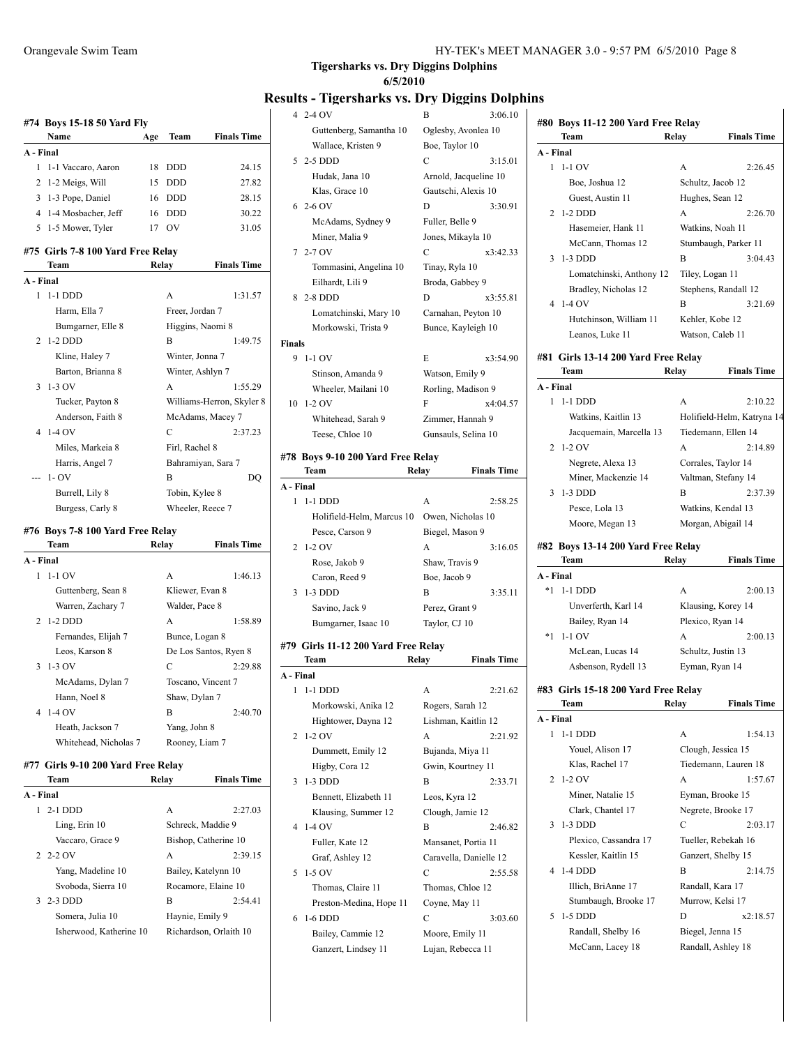## Tigersharks vs. Dry Diggins Dolphins
### 6/5/2010
## Results - Tigersharks vs. Dry Diggins Dolphins

### #74 Boys 15-18 50 Yard Fly

| | Name | Age | Team | Finals Time |
|---|---|---|---|---|
| **A - Final** | | | | |
| 1 | 1-1 Vaccaro, Aaron | 18 | DDD | 24.15 |
| 2 | 1-2 Meigs, Will | 15 | DDD | 27.82 |
| 3 | 1-3 Pope, Daniel | 16 | DDD | 28.15 |
| 4 | 1-4 Mosbacher, Jeff | 16 | DDD | 30.22 |
| 5 | 1-5 Mower, Tyler | 17 | OV | 31.05 |

### #75 Girls 7-8 100 Yard Free Relay

| | Team | Relay | Finals Time |
|---|---|---|---|
| **A - Final** | | | |
| 1 | 1-1 DDD | A | 1:31.57 |
| | Harm, Ella 7 | Freer, Jordan 7 | |
| | Bumgarner, Elle 8 | Higgins, Naomi 8 | |
| 2 | 1-2 DDD | B | 1:49.75 |
| | Kline, Haley 7 | Winter, Jonna 7 | |
| | Barton, Brianna 8 | Winter, Ashlyn 7 | |
| 3 | 1-3 OV | A | 1:55.29 |
| | Tucker, Payton 8 | Williams-Herron, Skyler 8 | |
| | Anderson, Faith 8 | McAdams, Macey 7 | |
| 4 | 1-4 OV | C | 2:37.23 |
| | Miles, Markeia 8 | Firl, Rachel 8 | |
| | Harris, Angel 7 | Bahramiyan, Sara 7 | |
| --- | 1- OV | B | DQ |
| | Burrell, Lily 8 | Tobin, Kylee 8 | |
| | Burgess, Carly 8 | Wheeler, Reece 7 | |

### #76 Boys 7-8 100 Yard Free Relay

| | Team | Relay | Finals Time |
|---|---|---|---|
| **A - Final** | | | |
| 1 | 1-1 OV | A | 1:46.13 |
| | Guttenberg, Sean 8 | Kliewer, Evan 8 | |
| | Warren, Zachary 7 | Walder, Pace 8 | |
| 2 | 1-2 DDD | A | 1:58.89 |
| | Fernandes, Elijah 7 | Bunce, Logan 8 | |
| | Leos, Karson 8 | De Los Santos, Ryen 8 | |
| 3 | 1-3 OV | C | 2:29.88 |
| | McAdams, Dylan 7 | Toscano, Vincent 7 | |
| | Hann, Noel 8 | Shaw, Dylan 7 | |
| 4 | 1-4 OV | B | 2:40.70 |
| | Heath, Jackson 7 | Yang, John 8 | |
| | Whitehead, Nicholas 7 | Rooney, Liam 7 | |

### #77 Girls 9-10 200 Yard Free Relay

| | Team | Relay | Finals Time |
|---|---|---|---|
| **A - Final** | | | |
| 1 | 2-1 DDD | A | 2:27.03 |
| | Ling, Erin 10 | Schreck, Maddie 9 | |
| | Vaccaro, Grace 9 | Bishop, Catherine 10 | |
| 2 | 2-2 OV | A | 2:39.15 |
| | Yang, Madeline 10 | Bailey, Katelynn 10 | |
| | Svoboda, Sierra 10 | Rocamore, Elaine 10 | |
| 3 | 2-3 DDD | B | 2:54.41 |
| | Somera, Julia 10 | Haynie, Emily 9 | |
| | Isherwood, Katherine 10 | Richardson, Orlaith 10 | |
| 4 | 2-4 OV | B | 3:06.10 |
| | Guttenberg, Samantha 10 | Oglesby, Avonlea 10 | |
| | Wallace, Kristen 9 | Boe, Taylor 10 | |
| 5 | 2-5 DDD | C | 3:15.01 |
| | Hudak, Jana 10 | Arnold, Jacqueline 10 | |
| | Klas, Grace 10 | Gautschi, Alexis 10 | |
| 6 | 2-6 OV | D | 3:30.91 |
| | McAdams, Sydney 9 | Fuller, Belle 9 | |
| | Miner, Malia 9 | Jones, Mikayla 10 | |
| 7 | 2-7 OV | C | x3:42.33 |
| | Tommasini, Angelina 10 | Tinay, Ryla 10 | |
| | Eilhardt, Lili 9 | Broda, Gabbey 9 | |
| 8 | 2-8 DDD | D | x3:55.81 |
| | Lomatchinski, Mary 10 | Carnahan, Peyton 10 | |
| | Morkowski, Trista 9 | Bunce, Kayleigh 10 | |
| **Finals** | | | |
| 9 | 1-1 OV | E | x3:54.90 |
| | Stinson, Amanda 9 | Watson, Emily 9 | |
| | Wheeler, Mailani 10 | Rorling, Madison 9 | |
| 10 | 1-2 OV | F | x4:04.57 |
| | Whitehead, Sarah 9 | Zimmer, Hannah 9 | |
| | Teese, Chloe 10 | Gunsauls, Selina 10 | |

### #78 Boys 9-10 200 Yard Free Relay

| | Team | Relay | Finals Time |
|---|---|---|---|
| **A - Final** | | | |
| 1 | 1-1 DDD | A | 2:58.25 |
| | Holifield-Helm, Marcus 10 | Owen, Nicholas 10 | |
| | Pesce, Carson 9 | Biegel, Mason 9 | |
| 2 | 1-2 OV | A | 3:16.05 |
| | Rose, Jakob 9 | Shaw, Travis 9 | |
| | Caron, Reed 9 | Boe, Jacob 9 | |
| 3 | 1-3 DDD | B | 3:35.11 |
| | Savino, Jack 9 | Perez, Grant 9 | |
| | Bumgarner, Isaac 10 | Taylor, CJ 10 | |

### #79 Girls 11-12 200 Yard Free Relay

| | Team | Relay | Finals Time |
|---|---|---|---|
| **A - Final** | | | |
| 1 | 1-1 DDD | A | 2:21.62 |
| | Morkowski, Anika 12 | Rogers, Sarah 12 | |
| | Hightower, Dayna 12 | Lishman, Kaitlin 12 | |
| 2 | 1-2 OV | A | 2:21.92 |
| | Dummett, Emily 12 | Bujanda, Miya 11 | |
| | Higby, Cora 12 | Gwin, Kourtney 11 | |
| 3 | 1-3 DDD | B | 2:33.71 |
| | Bennett, Elizabeth 11 | Leos, Kyra 12 | |
| | Klausing, Summer 12 | Clough, Jamie 12 | |
| 4 | 1-4 OV | B | 2:46.82 |
| | Fuller, Kate 12 | Mansanet, Portia 11 | |
| | Graf, Ashley 12 | Caravella, Danielle 12 | |
| 5 | 1-5 OV | C | 2:55.58 |
| | Thomas, Claire 11 | Thomas, Chloe 12 | |
| | Preston-Medina, Hope 11 | Coyne, May 11 | |
| 6 | 1-6 DDD | C | 3:03.60 |
| | Bailey, Cammie 12 | Moore, Emily 11 | |
| | Ganzert, Lindsey 11 | Lujan, Rebecca 11 | |

### #80 Boys 11-12 200 Yard Free Relay

| | Team | Relay | Finals Time |
|---|---|---|---|
| **A - Final** | | | |
| 1 | 1-1 OV | A | 2:26.45 |
| | Boe, Joshua 12 | Schultz, Jacob 12 | |
| | Guest, Austin 11 | Hughes, Sean 12 | |
| 2 | 1-2 DDD | A | 2:26.70 |
| | Hasemeier, Hank 11 | Watkins, Noah 11 | |
| | McCann, Thomas 12 | Stumbaugh, Parker 11 | |
| 3 | 1-3 DDD | B | 3:04.43 |
| | Lomatchinski, Anthony 12 | Tiley, Logan 11 | |
| | Bradley, Nicholas 12 | Stephens, Randall 12 | |
| 4 | 1-4 OV | B | 3:21.69 |
| | Hutchinson, William 11 | Kehler, Kobe 12 | |
| | Leanos, Luke 11 | Watson, Caleb 11 | |

### #81 Girls 13-14 200 Yard Free Relay

| | Team | Relay | Finals Time |
|---|---|---|---|
| **A - Final** | | | |
| 1 | 1-1 DDD | A | 2:10.22 |
| | Watkins, Kaitlin 13 | Holifield-Helm, Katryna 14 | |
| | Jacquemain, Marcella 13 | Tiedemann, Ellen 14 | |
| 2 | 1-2 OV | A | 2:14.89 |
| | Negrete, Alexa 13 | Corrales, Taylor 14 | |
| | Miner, Mackenzie 14 | Valtman, Stefany 14 | |
| 3 | 1-3 DDD | B | 2:37.39 |
| | Pesce, Lola 13 | Watkins, Kendal 13 | |
| | Moore, Megan 13 | Morgan, Abigail 14 | |

### #82 Boys 13-14 200 Yard Free Relay

| | Team | Relay | Finals Time |
|---|---|---|---|
| **A - Final** | | | |
| *1 | 1-1 DDD | A | 2:00.13 |
| | Unverferth, Karl 14 | Klausing, Korey 14 | |
| | Bailey, Ryan 14 | Plexico, Ryan 14 | |
| *1 | 1-1 OV | A | 2:00.13 |
| | McLean, Lucas 14 | Schultz, Justin 13 | |
| | Asbenson, Rydell 13 | Eyman, Ryan 14 | |

### #83 Girls 15-18 200 Yard Free Relay

| | Team | Relay | Finals Time |
|---|---|---|---|
| **A - Final** | | | |
| 1 | 1-1 DDD | A | 1:54.13 |
| | Youel, Alison 17 | Clough, Jessica 15 | |
| | Klas, Rachel 17 | Tiedemann, Lauren 18 | |
| 2 | 1-2 OV | A | 1:57.67 |
| | Miner, Natalie 15 | Eyman, Brooke 15 | |
| | Clark, Chantel 17 | Negrete, Brooke 17 | |
| 3 | 1-3 DDD | C | 2:03.17 |
| | Plexico, Cassandra 17 | Tueller, Rebekah 16 | |
| | Kessler, Kaitlin 15 | Ganzert, Shelby 15 | |
| 4 | 1-4 DDD | B | 2:14.75 |
| | Illich, BriAnne 17 | Randall, Kara 17 | |
| | Stumbaugh, Brooke 17 | Murrow, Kelsi 17 | |
| 5 | 1-5 DDD | D | x2:18.57 |
| | Randall, Shelby 16 | Biegel, Jenna 15 | |
| | McCann, Lacey 18 | Randall, Ashley 18 | |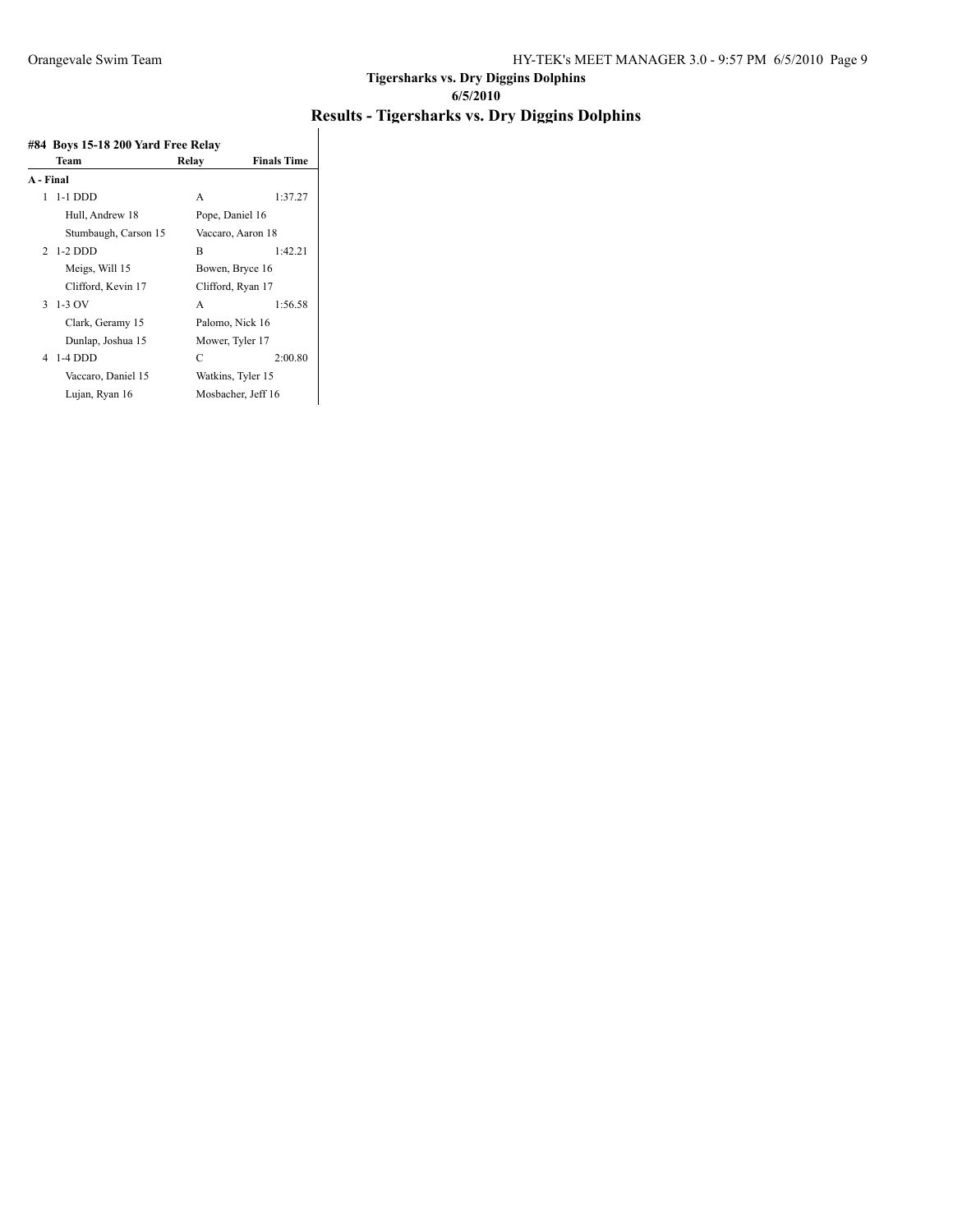# Tigersharks vs. Dry Diggins Dolphins

6/5/2010

## Results - Tigersharks vs. Dry Diggins Dolphins

**#84 Boys 15-18 200 Yard Free Relay**

| | Team | Relay | Finals Time |
|---|---|---|---|
| **A - Final** | | | |
| 1 | 1-1 DDD | A | 1:37.27 |
| | Hull, Andrew 18 | Pope, Daniel 16 | |
| | Stumbaugh, Carson 15 | Vaccaro, Aaron 18 | |
| 2 | 1-2 DDD | B | 1:42.21 |
| | Meigs, Will 15 | Bowen, Bryce 16 | |
| | Clifford, Kevin 17 | Clifford, Ryan 17 | |
| 3 | 1-3 OV | A | 1:56.58 |
| | Clark, Geramy 15 | Palomo, Nick 16 | |
| | Dunlap, Joshua 15 | Mower, Tyler 17 | |
| 4 | 1-4 DDD | C | 2:00.80 |
| | Vaccaro, Daniel 15 | Watkins, Tyler 15 | |
| | Lujan, Ryan 16 | Mosbacher, Jeff 16 | |